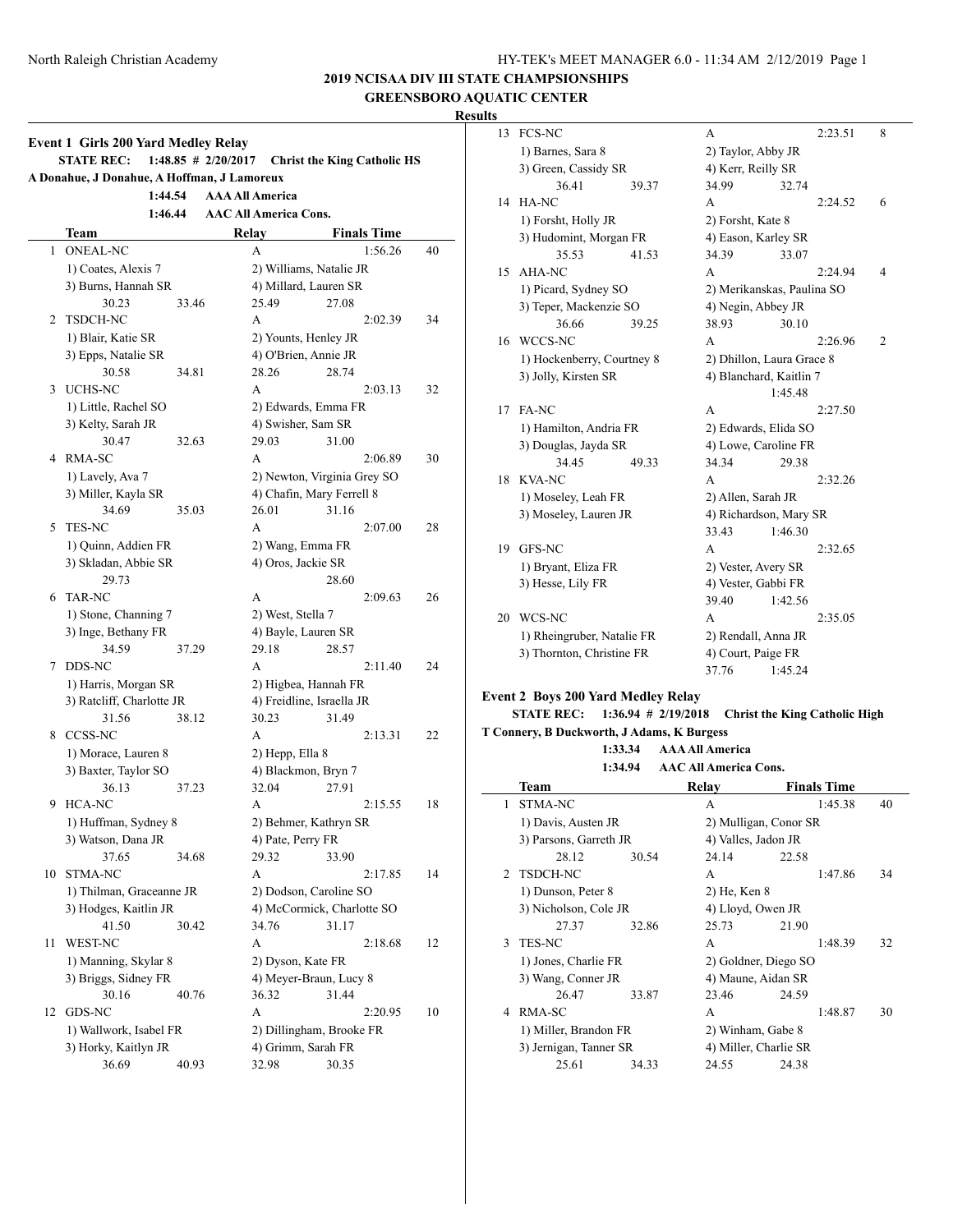## 2019 NCISAA DIV III STATE CHAMPSIONSHIPS

## GREENSBORO AQUATIC CENTER

### Results

### Event 1 Girls 200 Yard Medley Relay

**STATE REC: 1:48.85 # 2/20/2017 Christ the King Catholic HS**
**A Donahue, J Donahue, A Hoffman, J Lamoreux**

**1:44.54 AAA All America**
**1:46.44 AAC All America Cons.**

| | Team | Relay | Finals Time | |
|---|---|---|---|---|
| 1 | ONEAL-NC | A | 1:56.26 | 40 |
| | 1) Coates, Alexis 7 | 2) Williams, Natalie JR | | |
| | 3) Burns, Hannah SR | 4) Millard, Lauren SR | | |
| | 30.23 33.46 | 25.49 27.08 | | |
| 2 | TSDCH-NC | A | 2:02.39 | 34 |
| | 1) Blair, Katie SR | 2) Younts, Henley JR | | |
| | 3) Epps, Natalie SR | 4) O'Brien, Annie JR | | |
| | 30.58 34.81 | 28.26 28.74 | | |
| 3 | UCHS-NC | A | 2:03.13 | 32 |
| | 1) Little, Rachel SO | 2) Edwards, Emma FR | | |
| | 3) Kelty, Sarah JR | 4) Swisher, Sam SR | | |
| | 30.47 32.63 | 29.03 31.00 | | |
| 4 | RMA-SC | A | 2:06.89 | 30 |
| | 1) Lavely, Ava 7 | 2) Newton, Virginia Grey SO | | |
| | 3) Miller, Kayla SR | 4) Chafin, Mary Ferrell 8 | | |
| | 34.69 35.03 | 26.01 31.16 | | |
| 5 | TES-NC | A | 2:07.00 | 28 |
| | 1) Quinn, Addien FR | 2) Wang, Emma FR | | |
| | 3) Skladan, Abbie SR | 4) Oros, Jackie SR | | |
| | 29.73 | 28.60 | | |
| 6 | TAR-NC | A | 2:09.63 | 26 |
| | 1) Stone, Channing 7 | 2) West, Stella 7 | | |
| | 3) Inge, Bethany FR | 4) Bayle, Lauren SR | | |
| | 34.59 37.29 | 29.18 28.57 | | |
| 7 | DDS-NC | A | 2:11.40 | 24 |
| | 1) Harris, Morgan SR | 2) Higbea, Hannah FR | | |
| | 3) Ratcliff, Charlotte JR | 4) Freidline, Israella JR | | |
| | 31.56 38.12 | 30.23 31.49 | | |
| 8 | CCSS-NC | A | 2:13.31 | 22 |
| | 1) Morace, Lauren 8 | 2) Hepp, Ella 8 | | |
| | 3) Baxter, Taylor SO | 4) Blackmon, Bryn 7 | | |
| | 36.13 37.23 | 32.04 27.91 | | |
| 9 | HCA-NC | A | 2:15.55 | 18 |
| | 1) Huffman, Sydney 8 | 2) Behmer, Kathryn SR | | |
| | 3) Watson, Dana JR | 4) Pate, Perry FR | | |
| | 37.65 34.68 | 29.32 33.90 | | |
| 10 | STMA-NC | A | 2:17.85 | 14 |
| | 1) Thilman, Graceanne JR | 2) Dodson, Caroline SO | | |
| | 3) Hodges, Kaitlin JR | 4) McCormick, Charlotte SO | | |
| | 41.50 30.42 | 34.76 31.17 | | |
| 11 | WEST-NC | A | 2:18.68 | 12 |
| | 1) Manning, Skylar 8 | 2) Dyson, Kate FR | | |
| | 3) Briggs, Sidney FR | 4) Meyer-Braun, Lucy 8 | | |
| | 30.16 40.76 | 36.32 31.44 | | |
| 12 | GDS-NC | A | 2:20.95 | 10 |
| | 1) Wallwork, Isabel FR | 2) Dillingham, Brooke FR | | |
| | 3) Horky, Kaitlyn JR | 4) Grimm, Sarah FR | | |
| | 36.69 40.93 | 32.98 30.35 | | |
| 13 | FCS-NC | A | 2:23.51 | 8 |
| | 1) Barnes, Sara 8 | 2) Taylor, Abby JR | | |
| | 3) Green, Cassidy SR | 4) Kerr, Reilly SR | | |
| | 36.41 39.37 | 34.99 32.74 | | |
| 14 | HA-NC | A | 2:24.52 | 6 |
| | 1) Forsht, Holly JR | 2) Forsht, Kate 8 | | |
| | 3) Hudomint, Morgan FR | 4) Eason, Karley SR | | |
| | 35.53 41.53 | 34.39 33.07 | | |
| 15 | AHA-NC | A | 2:24.94 | 4 |
| | 1) Picard, Sydney SO | 2) Merikanskas, Paulina SO | | |
| | 3) Teper, Mackenzie SO | 4) Negin, Abbey JR | | |
| | 36.66 39.25 | 38.93 30.10 | | |
| 16 | WCCS-NC | A | 2:26.96 | 2 |
| | 1) Hockenberry, Courtney 8 | 2) Dhillon, Laura Grace 8 | | |
| | 3) Jolly, Kirsten SR | 4) Blanchard, Kaitlin 7 | | |
| | | 1:45.48 | | |
| 17 | FA-NC | A | 2:27.50 | |
| | 1) Hamilton, Andria FR | 2) Edwards, Elida SO | | |
| | 3) Douglas, Jayda SR | 4) Lowe, Caroline FR | | |
| | 34.45 49.33 | 34.34 29.38 | | |
| 18 | KVA-NC | A | 2:32.26 | |
| | 1) Moseley, Leah FR | 2) Allen, Sarah JR | | |
| | 3) Moseley, Lauren JR | 4) Richardson, Mary SR | | |
| | | 33.43 1:46.30 | | |
| 19 | GFS-NC | A | 2:32.65 | |
| | 1) Bryant, Eliza FR | 2) Vester, Avery SR | | |
| | 3) Hesse, Lily FR | 4) Vester, Gabbi FR | | |
| | | 39.40 1:42.56 | | |
| 20 | WCS-NC | A | 2:35.05 | |
| | 1) Rheingruber, Natalie FR | 2) Rendall, Anna JR | | |
| | 3) Thornton, Christine FR | 4) Court, Paige FR | | |
| | | 37.76 1:45.24 | | |

### Event 2 Boys 200 Yard Medley Relay

**STATE REC: 1:36.94 # 2/19/2018 Christ the King Catholic High**
**T Connery, B Duckworth, J Adams, K Burgess**

**1:33.34 AAA All America**
**1:34.94 AAC All America Cons.**

| | Team | Relay | Finals Time | |
|---|---|---|---|---|
| 1 | STMA-NC | A | 1:45.38 | 40 |
| | 1) Davis, Austen JR | 2) Mulligan, Conor SR | | |
| | 3) Parsons, Garreth JR | 4) Valles, Jadon JR | | |
| | 28.12 30.54 | 24.14 22.58 | | |
| 2 | TSDCH-NC | A | 1:47.86 | 34 |
| | 1) Dunson, Peter 8 | 2) He, Ken 8 | | |
| | 3) Nicholson, Cole JR | 4) Lloyd, Owen JR | | |
| | 27.37 32.86 | 25.73 21.90 | | |
| 3 | TES-NC | A | 1:48.39 | 32 |
| | 1) Jones, Charlie FR | 2) Goldner, Diego SO | | |
| | 3) Wang, Conner JR | 4) Maune, Aidan SR | | |
| | 26.47 33.87 | 23.46 24.59 | | |
| 4 | RMA-SC | A | 1:48.87 | 30 |
| | 1) Miller, Brandon FR | 2) Winham, Gabe 8 | | |
| | 3) Jernigan, Tanner SR | 4) Miller, Charlie SR | | |
| | 25.61 34.33 | 24.55 24.38 | | |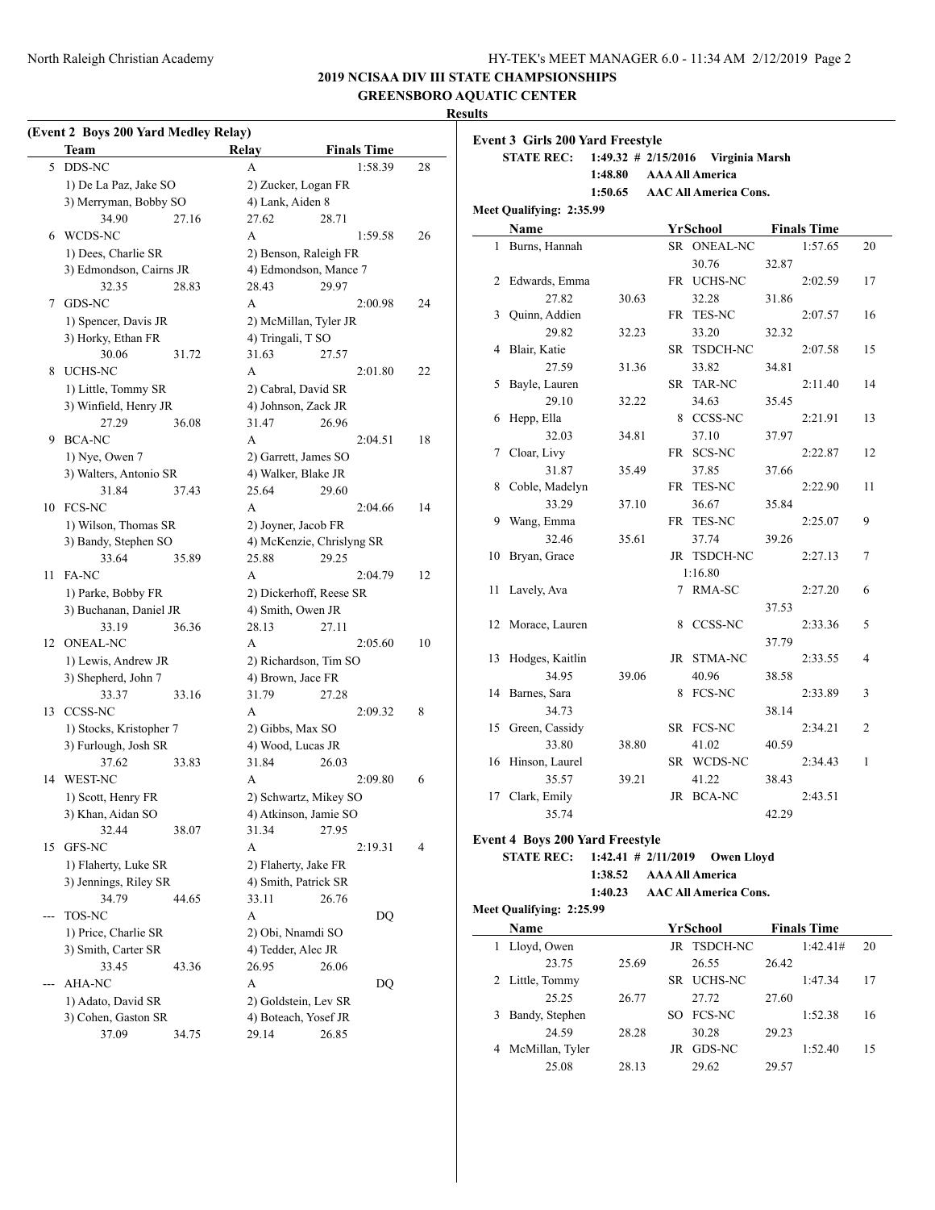**2019 NCISAA DIV III STATE CHAMPSIONSHIPS**

**GREENSBORO AQUATIC CENTER**

**Results**

### (Event 2 Boys 200 Yard Medley Relay)

| | Team | Relay | Finals Time | |
|---|---|---|---|---|
| 5 | DDS-NC | A | 1:58.39 | 28 |
| | 1) De La Paz, Jake SO | 2) Zucker, Logan FR | | |
| | 3) Merryman, Bobby SO | 4) Lank, Aiden 8 | | |
| | 34.90 27.16 | 27.62 28.71 | | |
| 6 | WCDS-NC | A | 1:59.58 | 26 |
| | 1) Dees, Charlie SR | 2) Benson, Raleigh FR | | |
| | 3) Edmondson, Cairns JR | 4) Edmondson, Mance 7 | | |
| | 32.35 28.83 | 28.43 29.97 | | |
| 7 | GDS-NC | A | 2:00.98 | 24 |
| | 1) Spencer, Davis JR | 2) McMillan, Tyler JR | | |
| | 3) Horky, Ethan FR | 4) Tringali, T SO | | |
| | 30.06 31.72 | 31.63 27.57 | | |
| 8 | UCHS-NC | A | 2:01.80 | 22 |
| | 1) Little, Tommy SR | 2) Cabral, David SR | | |
| | 3) Winfield, Henry JR | 4) Johnson, Zack JR | | |
| | 27.29 36.08 | 31.47 26.96 | | |
| 9 | BCA-NC | A | 2:04.51 | 18 |
| | 1) Nye, Owen 7 | 2) Garrett, James SO | | |
| | 3) Walters, Antonio SR | 4) Walker, Blake JR | | |
| | 31.84 37.43 | 25.64 29.60 | | |
| 10 | FCS-NC | A | 2:04.66 | 14 |
| | 1) Wilson, Thomas SR | 2) Joyner, Jacob FR | | |
| | 3) Bandy, Stephen SO | 4) McKenzie, Chrislyng SR | | |
| | 33.64 35.89 | 25.88 29.25 | | |
| 11 | FA-NC | A | 2:04.79 | 12 |
| | 1) Parke, Bobby FR | 2) Dickerhoff, Reese SR | | |
| | 3) Buchanan, Daniel JR | 4) Smith, Owen JR | | |
| | 33.19 36.36 | 28.13 27.11 | | |
| 12 | ONEAL-NC | A | 2:05.60 | 10 |
| | 1) Lewis, Andrew JR | 2) Richardson, Tim SO | | |
| | 3) Shepherd, John 7 | 4) Brown, Jace FR | | |
| | 33.37 33.16 | 31.79 27.28 | | |
| 13 | CCSS-NC | A | 2:09.32 | 8 |
| | 1) Stocks, Kristopher 7 | 2) Gibbs, Max SO | | |
| | 3) Furlough, Josh SR | 4) Wood, Lucas JR | | |
| | 37.62 33.83 | 31.84 26.03 | | |
| 14 | WEST-NC | A | 2:09.80 | 6 |
| | 1) Scott, Henry FR | 2) Schwartz, Mikey SO | | |
| | 3) Khan, Aidan SO | 4) Atkinson, Jamie SO | | |
| | 32.44 38.07 | 31.34 27.95 | | |
| 15 | GFS-NC | A | 2:19.31 | 4 |
| | 1) Flaherty, Luke SR | 2) Flaherty, Jake FR | | |
| | 3) Jennings, Riley SR | 4) Smith, Patrick SR | | |
| | 34.79 44.65 | 33.11 26.76 | | |
| --- | TOS-NC | A | DQ | |
| | 1) Price, Charlie SR | 2) Obi, Nnamdi SO | | |
| | 3) Smith, Carter SR | 4) Tedder, Alec JR | | |
| | 33.45 43.36 | 26.95 26.06 | | |
| --- | AHA-NC | A | DQ | |
| | 1) Adato, David SR | 2) Goldstein, Lev SR | | |
| | 3) Cohen, Gaston SR | 4) Boteach, Yosef JR | | |
| | 37.09 34.75 | 29.14 26.85 | | |

### Event 3 Girls 200 Yard Freestyle

**STATE REC:** 1:49.32 # 2/15/2016 **Virginia Marsh**
1:48.80 **AAA All America**
1:50.65 **AAC All America Cons.**

**Meet Qualifying: 2:35.99**

| | Name | Yr | School | Finals Time | |
|---|---|---|---|---|---|
| 1 | Burns, Hannah | SR | ONEAL-NC | 1:57.65 | 20 |
| | | | 30.76 | 32.87 | |
| 2 | Edwards, Emma | FR | UCHS-NC | 2:02.59 | 17 |
| | 27.82 30.63 | | 32.28 | 31.86 | |
| 3 | Quinn, Addien | FR | TES-NC | 2:07.57 | 16 |
| | 29.82 32.23 | | 33.20 | 32.32 | |
| 4 | Blair, Katie | SR | TSDCH-NC | 2:07.58 | 15 |
| | 27.59 31.36 | | 33.82 | 34.81 | |
| 5 | Bayle, Lauren | SR | TAR-NC | 2:11.40 | 14 |
| | 29.10 32.22 | | 34.63 | 35.45 | |
| 6 | Hepp, Ella | 8 | CCSS-NC | 2:21.91 | 13 |
| | 32.03 34.81 | | 37.10 | 37.97 | |
| 7 | Cloar, Livy | FR | SCS-NC | 2:22.87 | 12 |
| | 31.87 35.49 | | 37.85 | 37.66 | |
| 8 | Coble, Madelyn | FR | TES-NC | 2:22.90 | 11 |
| | 33.29 37.10 | | 36.67 | 35.84 | |
| 9 | Wang, Emma | FR | TES-NC | 2:25.07 | 9 |
| | 32.46 35.61 | | 37.74 | 39.26 | |
| 10 | Bryan, Grace | JR | TSDCH-NC | 2:27.13 | 7 |
| | | | 1:16.80 | | |
| 11 | Lavely, Ava | 7 | RMA-SC | 2:27.20 | 6 |
| | | | | 37.53 | |
| 12 | Morace, Lauren | 8 | CCSS-NC | 2:33.36 | 5 |
| | | | | 37.79 | |
| 13 | Hodges, Kaitlin | JR | STMA-NC | 2:33.55 | 4 |
| | 34.95 39.06 | | 40.96 | 38.58 | |
| 14 | Barnes, Sara | 8 | FCS-NC | 2:33.89 | 3 |
| | 34.73 | | | 38.14 | |
| 15 | Green, Cassidy | SR | FCS-NC | 2:34.21 | 2 |
| | 33.80 38.80 | | 41.02 | 40.59 | |
| 16 | Hinson, Laurel | SR | WCDS-NC | 2:34.43 | 1 |
| | 35.57 39.21 | | 41.22 | 38.43 | |
| 17 | Clark, Emily | JR | BCA-NC | 2:43.51 | |
| | 35.74 | | | 42.29 | |

### Event 4 Boys 200 Yard Freestyle

**STATE REC:** 1:42.41 # 2/11/2019 **Owen Lloyd**
1:38.52 **AAA All America**
1:40.23 **AAC All America Cons.**

**Meet Qualifying: 2:25.99**

| | Name | Yr | School | Finals Time | |
|---|---|---|---|---|---|
| 1 | Lloyd, Owen | JR | TSDCH-NC | 1:42.41# | 20 |
| | 23.75 25.69 | | 26.55 | 26.42 | |
| 2 | Little, Tommy | SR | UCHS-NC | 1:47.34 | 17 |
| | 25.25 26.77 | | 27.72 | 27.60 | |
| 3 | Bandy, Stephen | SO | FCS-NC | 1:52.38 | 16 |
| | 24.59 28.28 | | 30.28 | 29.23 | |
| 4 | McMillan, Tyler | JR | GDS-NC | 1:52.40 | 15 |
| | 25.08 28.13 | | 29.62 | 29.57 | |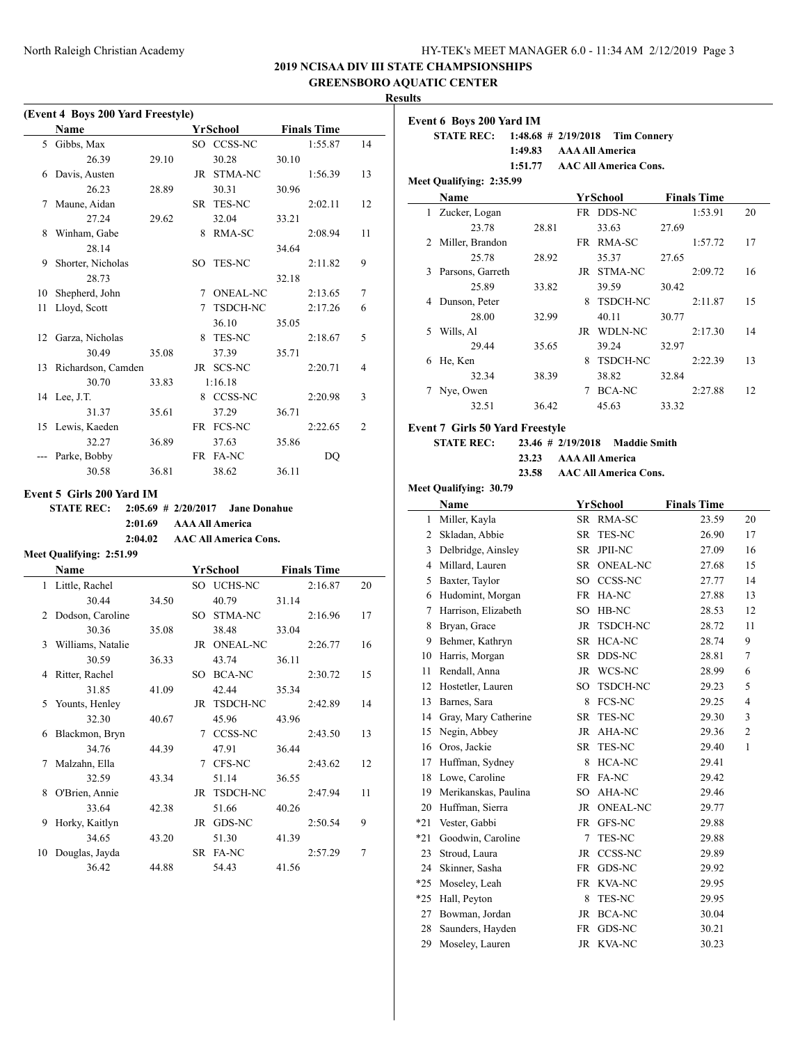## 2019 NCISAA DIV III STATE CHAMPSIONSHIPS

## GREENSBORO AQUATIC CENTER

### Results

**(Event 4 Boys 200 Yard Freestyle)**

| | Name | Yr | School | Finals Time | |
|---|---|---|---|---|---|
| 5 | Gibbs, Max | SO | CCSS-NC | 1:55.87 | 14 |
| | 26.39 | 29.10 | 30.28 | 30.10 | |
| 6 | Davis, Austen | JR | STMA-NC | 1:56.39 | 13 |
| | 26.23 | 28.89 | 30.31 | 30.96 | |
| 7 | Maune, Aidan | SR | TES-NC | 2:02.11 | 12 |
| | 27.24 | 29.62 | 32.04 | 33.21 | |
| 8 | Winham, Gabe | 8 | RMA-SC | 2:08.94 | 11 |
| | 28.14 | | | 34.64 | |
| 9 | Shorter, Nicholas | SO | TES-NC | 2:11.82 | 9 |
| | 28.73 | | | 32.18 | |
| 10 | Shepherd, John | 7 | ONEAL-NC | 2:13.65 | 7 |
| 11 | Lloyd, Scott | 7 | TSDCH-NC | 2:17.26 | 6 |
| | | | 36.10 | 35.05 | |
| 12 | Garza, Nicholas | 8 | TES-NC | 2:18.67 | 5 |
| | 30.49 | 35.08 | 37.39 | 35.71 | |
| 13 | Richardson, Camden | JR | SCS-NC | 2:20.71 | 4 |
| | 30.70 | 33.83 | 1:16.18 | | |
| 14 | Lee, J.T. | 8 | CCSS-NC | 2:20.98 | 3 |
| | 31.37 | 35.61 | 37.29 | 36.71 | |
| 15 | Lewis, Kaeden | FR | FCS-NC | 2:22.65 | 2 |
| | 32.27 | 36.89 | 37.63 | 35.86 | |
| --- | Parke, Bobby | FR | FA-NC | DQ | |
| | 30.58 | 36.81 | 38.62 | 36.11 | |

**Event 5 Girls 200 Yard IM**

**STATE REC:** 2:05.69 # 2/20/2017 **Jane Donahue**
2:01.69 **AAA All America**
2:04.02 **AAC All America Cons.**

**Meet Qualifying: 2:51.99**

| | Name | Yr | School | Finals Time | |
|---|---|---|---|---|---|
| 1 | Little, Rachel | SO | UCHS-NC | 2:16.87 | 20 |
| | 30.44 | 34.50 | 40.79 | 31.14 | |
| 2 | Dodson, Caroline | SO | STMA-NC | 2:16.96 | 17 |
| | 30.36 | 35.08 | 38.48 | 33.04 | |
| 3 | Williams, Natalie | JR | ONEAL-NC | 2:26.77 | 16 |
| | 30.59 | 36.33 | 43.74 | 36.11 | |
| 4 | Ritter, Rachel | SO | BCA-NC | 2:30.72 | 15 |
| | 31.85 | 41.09 | 42.44 | 35.34 | |
| 5 | Younts, Henley | JR | TSDCH-NC | 2:42.89 | 14 |
| | 32.30 | 40.67 | 45.96 | 43.96 | |
| 6 | Blackmon, Bryn | 7 | CCSS-NC | 2:43.50 | 13 |
| | 34.76 | 44.39 | 47.91 | 36.44 | |
| 7 | Malzahn, Ella | 7 | CFS-NC | 2:43.62 | 12 |
| | 32.59 | 43.34 | 51.14 | 36.55 | |
| 8 | O'Brien, Annie | JR | TSDCH-NC | 2:47.94 | 11 |
| | 33.64 | 42.38 | 51.66 | 40.26 | |
| 9 | Horky, Kaitlyn | JR | GDS-NC | 2:50.54 | 9 |
| | 34.65 | 43.20 | 51.30 | 41.39 | |
| 10 | Douglas, Jayda | SR | FA-NC | 2:57.29 | 7 |
| | 36.42 | 44.88 | 54.43 | 41.56 | |

**Event 6 Boys 200 Yard IM**

**STATE REC:** 1:48.68 # 2/19/2018 **Tim Connery**
1:49.83 **AAA All America**
1:51.77 **AAC All America Cons.**

**Meet Qualifying: 2:35.99**

| | Name | Yr | School | Finals Time | |
|---|---|---|---|---|---|
| 1 | Zucker, Logan | FR | DDS-NC | 1:53.91 | 20 |
| | 23.78 | 28.81 | 33.63 | 27.69 | |
| 2 | Miller, Brandon | FR | RMA-SC | 1:57.72 | 17 |
| | 25.78 | 28.92 | 35.37 | 27.65 | |
| 3 | Parsons, Garreth | JR | STMA-NC | 2:09.72 | 16 |
| | 25.89 | 33.82 | 39.59 | 30.42 | |
| 4 | Dunson, Peter | 8 | TSDCH-NC | 2:11.87 | 15 |
| | 28.00 | 32.99 | 40.11 | 30.77 | |
| 5 | Wills, Al | JR | WDLN-NC | 2:17.30 | 14 |
| | 29.44 | 35.65 | 39.24 | 32.97 | |
| 6 | He, Ken | 8 | TSDCH-NC | 2:22.39 | 13 |
| | 32.34 | 38.39 | 38.82 | 32.84 | |
| 7 | Nye, Owen | 7 | BCA-NC | 2:27.88 | 12 |
| | 32.51 | 36.42 | 45.63 | 33.32 | |

**Event 7 Girls 50 Yard Freestyle**

**STATE REC:** 23.46 # 2/19/2018 **Maddie Smith**
23.23 **AAA All America**
23.58 **AAC All America Cons.**

**Meet Qualifying: 30.79**

| | Name | Yr | School | Finals Time | |
|---|---|---|---|---|---|
| 1 | Miller, Kayla | SR | RMA-SC | 23.59 | 20 |
| 2 | Skladan, Abbie | SR | TES-NC | 26.90 | 17 |
| 3 | Delbridge, Ainsley | SR | JPII-NC | 27.09 | 16 |
| 4 | Millard, Lauren | SR | ONEAL-NC | 27.68 | 15 |
| 5 | Baxter, Taylor | SO | CCSS-NC | 27.77 | 14 |
| 6 | Hudomint, Morgan | FR | HA-NC | 27.88 | 13 |
| 7 | Harrison, Elizabeth | SO | HB-NC | 28.53 | 12 |
| 8 | Bryan, Grace | JR | TSDCH-NC | 28.72 | 11 |
| 9 | Behmer, Kathryn | SR | HCA-NC | 28.74 | 9 |
| 10 | Harris, Morgan | SR | DDS-NC | 28.81 | 7 |
| 11 | Rendall, Anna | JR | WCS-NC | 28.99 | 6 |
| 12 | Hostetler, Lauren | SO | TSDCH-NC | 29.23 | 5 |
| 13 | Barnes, Sara | 8 | FCS-NC | 29.25 | 4 |
| 14 | Gray, Mary Catherine | SR | TES-NC | 29.30 | 3 |
| 15 | Negin, Abbey | JR | AHA-NC | 29.36 | 2 |
| 16 | Oros, Jackie | SR | TES-NC | 29.40 | 1 |
| 17 | Huffman, Sydney | 8 | HCA-NC | 29.41 | |
| 18 | Lowe, Caroline | FR | FA-NC | 29.42 | |
| 19 | Merikanskas, Paulina | SO | AHA-NC | 29.46 | |
| 20 | Huffman, Sierra | JR | ONEAL-NC | 29.77 | |
| *21 | Vester, Gabbi | FR | GFS-NC | 29.88 | |
| *21 | Goodwin, Caroline | 7 | TES-NC | 29.88 | |
| 23 | Stroud, Laura | JR | CCSS-NC | 29.89 | |
| 24 | Skinner, Sasha | FR | GDS-NC | 29.92 | |
| *25 | Moseley, Leah | FR | KVA-NC | 29.95 | |
| *25 | Hall, Peyton | 8 | TES-NC | 29.95 | |
| 27 | Bowman, Jordan | JR | BCA-NC | 30.04 | |
| 28 | Saunders, Hayden | FR | GDS-NC | 30.21 | |
| 29 | Moseley, Lauren | JR | KVA-NC | 30.23 | |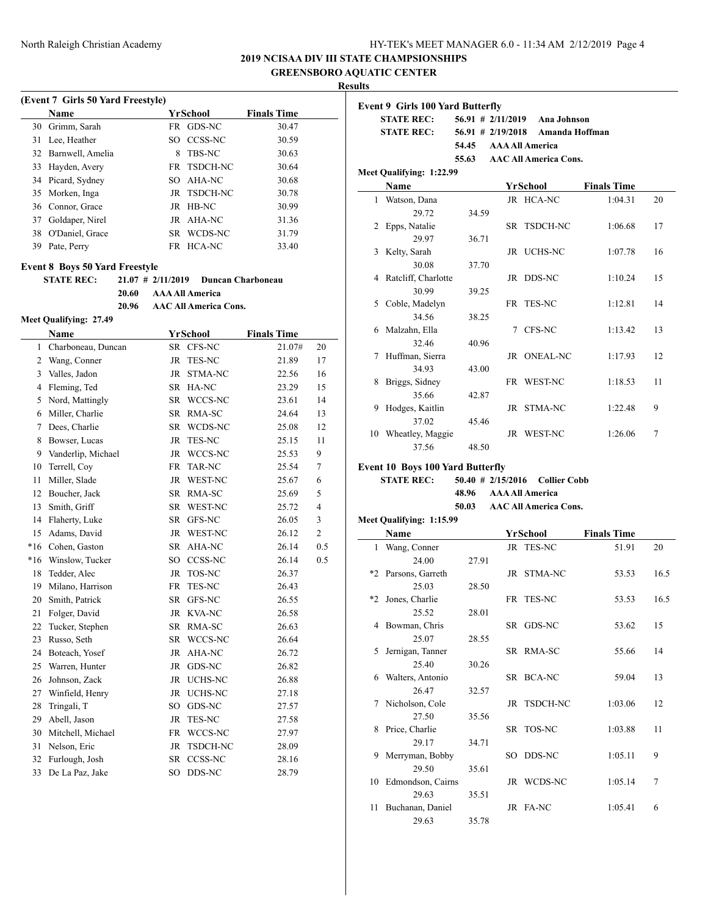# 2019 NCISAA DIV III STATE CHAMPSIONSHIPS
## GREENSBORO AQUATIC CENTER
### Results

**(Event 7 Girls 50 Yard Freestyle)**

| | Name | Yr | School | Finals Time |
|---|---|---|---|---|
| 30 | Grimm, Sarah | FR | GDS-NC | 30.47 |
| 31 | Lee, Heather | SO | CCSS-NC | 30.59 |
| 32 | Barnwell, Amelia | 8 | TBS-NC | 30.63 |
| 33 | Hayden, Avery | FR | TSDCH-NC | 30.64 |
| 34 | Picard, Sydney | SO | AHA-NC | 30.68 |
| 35 | Morken, Inga | JR | TSDCH-NC | 30.78 |
| 36 | Connor, Grace | JR | HB-NC | 30.99 |
| 37 | Goldaper, Nirel | JR | AHA-NC | 31.36 |
| 38 | O'Daniel, Grace | SR | WCDS-NC | 31.79 |
| 39 | Pate, Perry | FR | HCA-NC | 33.40 |

**Event 8 Boys 50 Yard Freestyle**

STATE REC: 21.07 # 2/11/2019 Duncan Charboneau
20.60 AAA All America
20.96 AAC All America Cons.

**Meet Qualifying: 27.49**

| | Name | Yr | School | Finals Time | Points |
|---|---|---|---|---|---|
| 1 | Charboneau, Duncan | SR | CFS-NC | 21.07# | 20 |
| 2 | Wang, Conner | JR | TES-NC | 21.89 | 17 |
| 3 | Valles, Jadon | JR | STMA-NC | 22.56 | 16 |
| 4 | Fleming, Ted | SR | HA-NC | 23.29 | 15 |
| 5 | Nord, Mattingly | SR | WCCS-NC | 23.61 | 14 |
| 6 | Miller, Charlie | SR | RMA-SC | 24.64 | 13 |
| 7 | Dees, Charlie | SR | WCDS-NC | 25.08 | 12 |
| 8 | Bowser, Lucas | JR | TES-NC | 25.15 | 11 |
| 9 | Vanderlip, Michael | JR | WCCS-NC | 25.53 | 9 |
| 10 | Terrell, Coy | FR | TAR-NC | 25.54 | 7 |
| 11 | Miller, Slade | JR | WEST-NC | 25.67 | 6 |
| 12 | Boucher, Jack | SR | RMA-SC | 25.69 | 5 |
| 13 | Smith, Griff | SR | WEST-NC | 25.72 | 4 |
| 14 | Flaherty, Luke | SR | GFS-NC | 26.05 | 3 |
| 15 | Adams, David | JR | WEST-NC | 26.12 | 2 |
| *16 | Cohen, Gaston | SR | AHA-NC | 26.14 | 0.5 |
| *16 | Winslow, Tucker | SO | CCSS-NC | 26.14 | 0.5 |
| 18 | Tedder, Alec | JR | TOS-NC | 26.37 | |
| 19 | Milano, Harrison | FR | TES-NC | 26.43 | |
| 20 | Smith, Patrick | SR | GFS-NC | 26.55 | |
| 21 | Folger, David | JR | KVA-NC | 26.58 | |
| 22 | Tucker, Stephen | SR | RMA-SC | 26.63 | |
| 23 | Russo, Seth | SR | WCCS-NC | 26.64 | |
| 24 | Boteach, Yosef | JR | AHA-NC | 26.72 | |
| 25 | Warren, Hunter | JR | GDS-NC | 26.82 | |
| 26 | Johnson, Zack | JR | UCHS-NC | 26.88 | |
| 27 | Winfield, Henry | JR | UCHS-NC | 27.18 | |
| 28 | Tringali, T | SO | GDS-NC | 27.57 | |
| 29 | Abell, Jason | JR | TES-NC | 27.58 | |
| 30 | Mitchell, Michael | FR | WCCS-NC | 27.97 | |
| 31 | Nelson, Eric | JR | TSDCH-NC | 28.09 | |
| 32 | Furlough, Josh | SR | CCSS-NC | 28.16 | |
| 33 | De La Paz, Jake | SO | DDS-NC | 28.79 | |

**Event 9 Girls 100 Yard Butterfly**

STATE REC: 56.91 # 2/11/2019 Ana Johnson
STATE REC: 56.91 # 2/19/2018 Amanda Hoffman
54.45 AAA All America
55.63 AAC All America Cons.

**Meet Qualifying: 1:22.99**

| | Name | Yr | School | Finals Time | Points |
|---|---|---|---|---|---|
| 1 | Watson, Dana | JR | HCA-NC | 1:04.31 | 20 |
| | 29.72 34.59 | | | | |
| 2 | Epps, Natalie | SR | TSDCH-NC | 1:06.68 | 17 |
| | 29.97 36.71 | | | | |
| 3 | Kelty, Sarah | JR | UCHS-NC | 1:07.78 | 16 |
| | 30.08 37.70 | | | | |
| 4 | Ratcliff, Charlotte | JR | DDS-NC | 1:10.24 | 15 |
| | 30.99 39.25 | | | | |
| 5 | Coble, Madelyn | FR | TES-NC | 1:12.81 | 14 |
| | 34.56 38.25 | | | | |
| 6 | Malzahn, Ella | 7 | CFS-NC | 1:13.42 | 13 |
| | 32.46 40.96 | | | | |
| 7 | Huffman, Sierra | JR | ONEAL-NC | 1:17.93 | 12 |
| | 34.93 43.00 | | | | |
| 8 | Briggs, Sidney | FR | WEST-NC | 1:18.53 | 11 |
| | 35.66 42.87 | | | | |
| 9 | Hodges, Kaitlin | JR | STMA-NC | 1:22.48 | 9 |
| | 37.02 45.46 | | | | |
| 10 | Wheatley, Maggie | JR | WEST-NC | 1:26.06 | 7 |
| | 37.56 48.50 | | | | |

**Event 10 Boys 100 Yard Butterfly**

STATE REC: 50.40 # 2/15/2016 Collier Cobb
48.96 AAA All America
50.03 AAC All America Cons.

**Meet Qualifying: 1:15.99**

| | Name | Yr | School | Finals Time | Points |
|---|---|---|---|---|---|
| 1 | Wang, Conner | JR | TES-NC | 51.91 | 20 |
| | 24.00 27.91 | | | | |
| *2 | Parsons, Garreth | JR | STMA-NC | 53.53 | 16.5 |
| | 25.03 28.50 | | | | |
| *2 | Jones, Charlie | FR | TES-NC | 53.53 | 16.5 |
| | 25.52 28.01 | | | | |
| 4 | Bowman, Chris | SR | GDS-NC | 53.62 | 15 |
| | 25.07 28.55 | | | | |
| 5 | Jernigan, Tanner | SR | RMA-SC | 55.66 | 14 |
| | 25.40 30.26 | | | | |
| 6 | Walters, Antonio | SR | BCA-NC | 59.04 | 13 |
| | 26.47 32.57 | | | | |
| 7 | Nicholson, Cole | JR | TSDCH-NC | 1:03.06 | 12 |
| | 27.50 35.56 | | | | |
| 8 | Price, Charlie | SR | TOS-NC | 1:03.88 | 11 |
| | 29.17 34.71 | | | | |
| 9 | Merryman, Bobby | SO | DDS-NC | 1:05.11 | 9 |
| | 29.50 35.61 | | | | |
| 10 | Edmondson, Cairns | JR | WCDS-NC | 1:05.14 | 7 |
| | 29.63 35.51 | | | | |
| 11 | Buchanan, Daniel | JR | FA-NC | 1:05.41 | 6 |
| | 29.63 35.78 | | | | |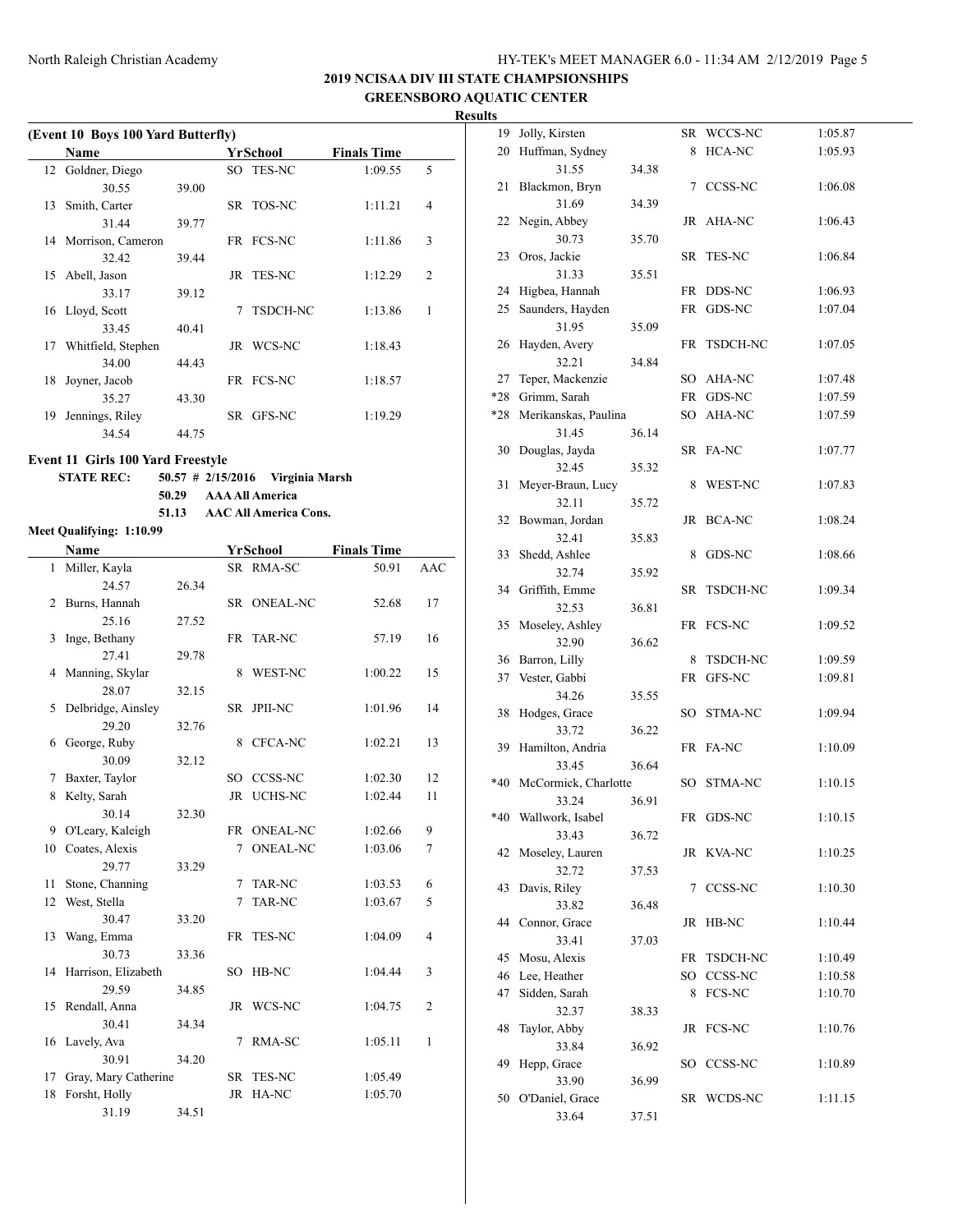## 2019 NCISAA DIV III STATE CHAMPSIONSHIPS
## GREENSBORO AQUATIC CENTER
### Results

**(Event 10 Boys 100 Yard Butterfly)**

| | Name | Yr | School | Finals Time | |
|---|---|---|---|---|---|
| 12 | Goldner, Diego | SO | TES-NC | 1:09.55 | 5 |
| | 30.55 39.00 | | | | |
| 13 | Smith, Carter | SR | TOS-NC | 1:11.21 | 4 |
| | 31.44 39.77 | | | | |
| 14 | Morrison, Cameron | FR | FCS-NC | 1:11.86 | 3 |
| | 32.42 39.44 | | | | |
| 15 | Abell, Jason | JR | TES-NC | 1:12.29 | 2 |
| | 33.17 39.12 | | | | |
| 16 | Lloyd, Scott | 7 | TSDCH-NC | 1:13.86 | 1 |
| | 33.45 40.41 | | | | |
| 17 | Whitfield, Stephen | JR | WCS-NC | 1:18.43 | |
| | 34.00 44.43 | | | | |
| 18 | Joyner, Jacob | FR | FCS-NC | 1:18.57 | |
| | 35.27 43.30 | | | | |
| 19 | Jennings, Riley | SR | GFS-NC | 1:19.29 | |
| | 34.54 44.75 | | | | |

**Event 11 Girls 100 Yard Freestyle**

STATE REC: 50.57 # 2/15/2016 Virginia Marsh
50.29 AAA All America
51.13 AAC All America Cons.

Meet Qualifying: 1:10.99

| | Name | Yr | School | Finals Time | |
|---|---|---|---|---|---|
| 1 | Miller, Kayla | SR | RMA-SC | 50.91 | AAC |
| | 24.57 26.34 | | | | |
| 2 | Burns, Hannah | SR | ONEAL-NC | 52.68 | 17 |
| | 25.16 27.52 | | | | |
| 3 | Inge, Bethany | FR | TAR-NC | 57.19 | 16 |
| | 27.41 29.78 | | | | |
| 4 | Manning, Skylar | 8 | WEST-NC | 1:00.22 | 15 |
| | 28.07 32.15 | | | | |
| 5 | Delbridge, Ainsley | SR | JPII-NC | 1:01.96 | 14 |
| | 29.20 32.76 | | | | |
| 6 | George, Ruby | 8 | CFCA-NC | 1:02.21 | 13 |
| | 30.09 32.12 | | | | |
| 7 | Baxter, Taylor | SO | CCSS-NC | 1:02.30 | 12 |
| 8 | Kelty, Sarah | JR | UCHS-NC | 1:02.44 | 11 |
| | 30.14 32.30 | | | | |
| 9 | O'Leary, Kaleigh | FR | ONEAL-NC | 1:02.66 | 9 |
| 10 | Coates, Alexis | 7 | ONEAL-NC | 1:03.06 | 7 |
| | 29.77 33.29 | | | | |
| 11 | Stone, Channing | 7 | TAR-NC | 1:03.53 | 6 |
| 12 | West, Stella | 7 | TAR-NC | 1:03.67 | 5 |
| | 30.47 33.20 | | | | |
| 13 | Wang, Emma | FR | TES-NC | 1:04.09 | 4 |
| | 30.73 33.36 | | | | |
| 14 | Harrison, Elizabeth | SO | HB-NC | 1:04.44 | 3 |
| | 29.59 34.85 | | | | |
| 15 | Rendall, Anna | JR | WCS-NC | 1:04.75 | 2 |
| | 30.41 34.34 | | | | |
| 16 | Lavely, Ava | 7 | RMA-SC | 1:05.11 | 1 |
| | 30.91 34.20 | | | | |
| 17 | Gray, Mary Catherine | SR | TES-NC | 1:05.49 | |
| 18 | Forsht, Holly | JR | HA-NC | 1:05.70 | |
| | 31.19 34.51 | | | | |
| 19 | Jolly, Kirsten | SR | WCCS-NC | 1:05.87 | |
| 20 | Huffman, Sydney | 8 | HCA-NC | 1:05.93 | |
| | 31.55 34.38 | | | | |
| 21 | Blackmon, Bryn | 7 | CCSS-NC | 1:06.08 | |
| | 31.69 34.39 | | | | |
| 22 | Negin, Abbey | JR | AHA-NC | 1:06.43 | |
| | 30.73 35.70 | | | | |
| 23 | Oros, Jackie | SR | TES-NC | 1:06.84 | |
| | 31.33 35.51 | | | | |
| 24 | Higbea, Hannah | FR | DDS-NC | 1:06.93 | |
| 25 | Saunders, Hayden | FR | GDS-NC | 1:07.04 | |
| | 31.95 35.09 | | | | |
| 26 | Hayden, Avery | FR | TSDCH-NC | 1:07.05 | |
| | 32.21 34.84 | | | | |
| 27 | Teper, Mackenzie | SO | AHA-NC | 1:07.48 | |
| *28 | Grimm, Sarah | FR | GDS-NC | 1:07.59 | |
| *28 | Merikanskas, Paulina | SO | AHA-NC | 1:07.59 | |
| | 31.45 36.14 | | | | |
| 30 | Douglas, Jayda | SR | FA-NC | 1:07.77 | |
| | 32.45 35.32 | | | | |
| 31 | Meyer-Braun, Lucy | 8 | WEST-NC | 1:07.83 | |
| | 32.11 35.72 | | | | |
| 32 | Bowman, Jordan | JR | BCA-NC | 1:08.24 | |
| | 32.41 35.83 | | | | |
| 33 | Shedd, Ashlee | 8 | GDS-NC | 1:08.66 | |
| | 32.74 35.92 | | | | |
| 34 | Griffith, Emme | SR | TSDCH-NC | 1:09.34 | |
| | 32.53 36.81 | | | | |
| 35 | Moseley, Ashley | FR | FCS-NC | 1:09.52 | |
| | 32.90 36.62 | | | | |
| 36 | Barron, Lilly | 8 | TSDCH-NC | 1:09.59 | |
| 37 | Vester, Gabbi | FR | GFS-NC | 1:09.81 | |
| | 34.26 35.55 | | | | |
| 38 | Hodges, Grace | SO | STMA-NC | 1:09.94 | |
| | 33.72 36.22 | | | | |
| 39 | Hamilton, Andria | FR | FA-NC | 1:10.09 | |
| | 33.45 36.64 | | | | |
| *40 | McCormick, Charlotte | SO | STMA-NC | 1:10.15 | |
| | 33.24 36.91 | | | | |
| *40 | Wallwork, Isabel | FR | GDS-NC | 1:10.15 | |
| | 33.43 36.72 | | | | |
| 42 | Moseley, Lauren | JR | KVA-NC | 1:10.25 | |
| | 32.72 37.53 | | | | |
| 43 | Davis, Riley | 7 | CCSS-NC | 1:10.30 | |
| | 33.82 36.48 | | | | |
| 44 | Connor, Grace | JR | HB-NC | 1:10.44 | |
| | 33.41 37.03 | | | | |
| 45 | Mosu, Alexis | FR | TSDCH-NC | 1:10.49 | |
| 46 | Lee, Heather | SO | CCSS-NC | 1:10.58 | |
| 47 | Sidden, Sarah | 8 | FCS-NC | 1:10.70 | |
| | 32.37 38.33 | | | | |
| 48 | Taylor, Abby | JR | FCS-NC | 1:10.76 | |
| | 33.84 36.92 | | | | |
| 49 | Hepp, Grace | SO | CCSS-NC | 1:10.89 | |
| | 33.90 36.99 | | | | |
| 50 | O'Daniel, Grace | SR | WCDS-NC | 1:11.15 | |
| | 33.64 37.51 | | | | |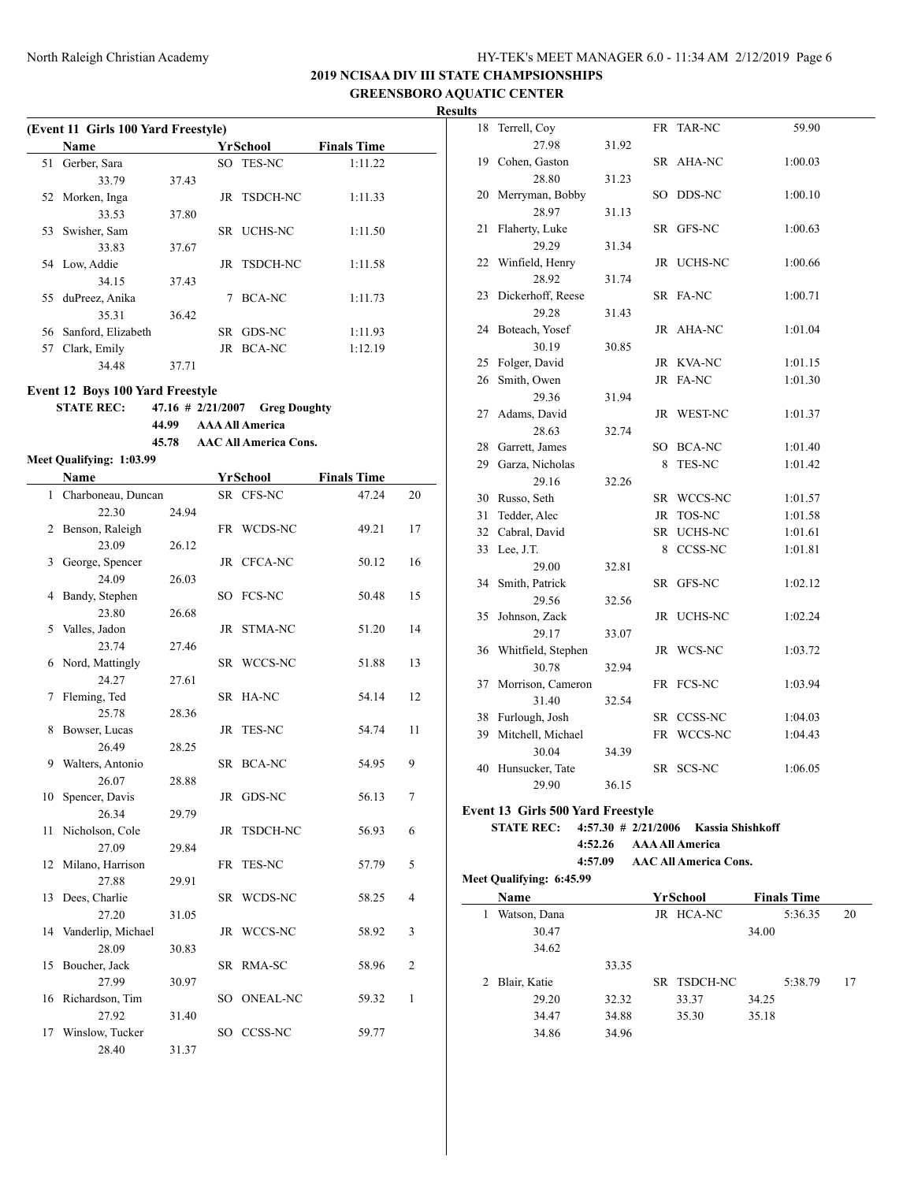## 2019 NCISAA DIV III STATE CHAMPSIONSHIPS

## GREENSBORO AQUATIC CENTER

### Results

**(Event 11 Girls 100 Yard Freestyle)**

| | Name | | Yr | School | Finals Time |
|---|---|---|---|---|---|
| 51 | Gerber, Sara | | SO | TES-NC | 1:11.22 |
| | 33.79 | 37.43 | | | |
| 52 | Morken, Inga | | JR | TSDCH-NC | 1:11.33 |
| | 33.53 | 37.80 | | | |
| 53 | Swisher, Sam | | SR | UCHS-NC | 1:11.50 |
| | 33.83 | 37.67 | | | |
| 54 | Low, Addie | | JR | TSDCH-NC | 1:11.58 |
| | 34.15 | 37.43 | | | |
| 55 | duPreez, Anika | | 7 | BCA-NC | 1:11.73 |
| | 35.31 | 36.42 | | | |
| 56 | Sanford, Elizabeth | | SR | GDS-NC | 1:11.93 |
| 57 | Clark, Emily | | JR | BCA-NC | 1:12.19 |
| | 34.48 | 37.71 | | | |

**Event 12 Boys 100 Yard Freestyle**

**STATE REC: 47.16 # 2/21/2007 Greg Doughty**

**44.99 AAA All America**

**45.78 AAC All America Cons.**

**Meet Qualifying: 1:03.99**

| | Name | | Yr | School | Finals Time | Points |
|---|---|---|---|---|---|---|
| 1 | Charboneau, Duncan | | SR | CFS-NC | 47.24 | 20 |
| | 22.30 | 24.94 | | | | |
| 2 | Benson, Raleigh | | FR | WCDS-NC | 49.21 | 17 |
| | 23.09 | 26.12 | | | | |
| 3 | George, Spencer | | JR | CFCA-NC | 50.12 | 16 |
| | 24.09 | 26.03 | | | | |
| 4 | Bandy, Stephen | | SO | FCS-NC | 50.48 | 15 |
| | 23.80 | 26.68 | | | | |
| 5 | Valles, Jadon | | JR | STMA-NC | 51.20 | 14 |
| | 23.74 | 27.46 | | | | |
| 6 | Nord, Mattingly | | SR | WCCS-NC | 51.88 | 13 |
| | 24.27 | 27.61 | | | | |
| 7 | Fleming, Ted | | SR | HA-NC | 54.14 | 12 |
| | 25.78 | 28.36 | | | | |
| 8 | Bowser, Lucas | | JR | TES-NC | 54.74 | 11 |
| | 26.49 | 28.25 | | | | |
| 9 | Walters, Antonio | | SR | BCA-NC | 54.95 | 9 |
| | 26.07 | 28.88 | | | | |
| 10 | Spencer, Davis | | JR | GDS-NC | 56.13 | 7 |
| | 26.34 | 29.79 | | | | |
| 11 | Nicholson, Cole | | JR | TSDCH-NC | 56.93 | 6 |
| | 27.09 | 29.84 | | | | |
| 12 | Milano, Harrison | | FR | TES-NC | 57.79 | 5 |
| | 27.88 | 29.91 | | | | |
| 13 | Dees, Charlie | | SR | WCDS-NC | 58.25 | 4 |
| | 27.20 | 31.05 | | | | |
| 14 | Vanderlip, Michael | | JR | WCCS-NC | 58.92 | 3 |
| | 28.09 | 30.83 | | | | |
| 15 | Boucher, Jack | | SR | RMA-SC | 58.96 | 2 |
| | 27.99 | 30.97 | | | | |
| 16 | Richardson, Tim | | SO | ONEAL-NC | 59.32 | 1 |
| | 27.92 | 31.40 | | | | |
| 17 | Winslow, Tucker | | SO | CCSS-NC | 59.77 | |
| | 28.40 | 31.37 | | | | |
| 18 | Terrell, Coy | | FR | TAR-NC | 59.90 | |
| | 27.98 | 31.92 | | | | |
| 19 | Cohen, Gaston | | SR | AHA-NC | 1:00.03 | |
| | 28.80 | 31.23 | | | | |
| 20 | Merryman, Bobby | | SO | DDS-NC | 1:00.10 | |
| | 28.97 | 31.13 | | | | |
| 21 | Flaherty, Luke | | SR | GFS-NC | 1:00.63 | |
| | 29.29 | 31.34 | | | | |
| 22 | Winfield, Henry | | JR | UCHS-NC | 1:00.66 | |
| | 28.92 | 31.74 | | | | |
| 23 | Dickerhoff, Reese | | SR | FA-NC | 1:00.71 | |
| | 29.28 | 31.43 | | | | |
| 24 | Boteach, Yosef | | JR | AHA-NC | 1:01.04 | |
| | 30.19 | 30.85 | | | | |
| 25 | Folger, David | | JR | KVA-NC | 1:01.15 | |
| 26 | Smith, Owen | | JR | FA-NC | 1:01.30 | |
| | 29.36 | 31.94 | | | | |
| 27 | Adams, David | | JR | WEST-NC | 1:01.37 | |
| | 28.63 | 32.74 | | | | |
| 28 | Garrett, James | | SO | BCA-NC | 1:01.40 | |
| 29 | Garza, Nicholas | | 8 | TES-NC | 1:01.42 | |
| | 29.16 | 32.26 | | | | |
| 30 | Russo, Seth | | SR | WCCS-NC | 1:01.57 | |
| 31 | Tedder, Alec | | JR | TOS-NC | 1:01.58 | |
| 32 | Cabral, David | | SR | UCHS-NC | 1:01.61 | |
| 33 | Lee, J.T. | | 8 | CCSS-NC | 1:01.81 | |
| | 29.00 | 32.81 | | | | |
| 34 | Smith, Patrick | | SR | GFS-NC | 1:02.12 | |
| | 29.56 | 32.56 | | | | |
| 35 | Johnson, Zack | | JR | UCHS-NC | 1:02.24 | |
| | 29.17 | 33.07 | | | | |
| 36 | Whitfield, Stephen | | JR | WCS-NC | 1:03.72 | |
| | 30.78 | 32.94 | | | | |
| 37 | Morrison, Cameron | | FR | FCS-NC | 1:03.94 | |
| | 31.40 | 32.54 | | | | |
| 38 | Furlough, Josh | | SR | CCSS-NC | 1:04.03 | |
| 39 | Mitchell, Michael | | FR | WCCS-NC | 1:04.43 | |
| | 30.04 | 34.39 | | | | |
| 40 | Hunsucker, Tate | | SR | SCS-NC | 1:06.05 | |
| | 29.90 | 36.15 | | | | |

**Event 13 Girls 500 Yard Freestyle**

**STATE REC: 4:57.30 # 2/21/2006 Kassia Shishkoff**

**4:52.26 AAA All America**

**4:57.09 AAC All America Cons.**

**Meet Qualifying: 6:45.99**

| | Name | | Yr | School | Finals Time | Points |
|---|---|---|---|---|---|---|
| 1 | Watson, Dana | | JR | HCA-NC | 5:36.35 | 20 |
| | 30.47 | | | 34.00 | | |
| | 34.62 | | | | | |
| | | 33.35 | | | | |
| 2 | Blair, Katie | | SR | TSDCH-NC | 5:38.79 | 17 |
| | 29.20 | 32.32 | 33.37 | 34.25 | | |
| | 34.47 | 34.88 | 35.30 | 35.18 | | |
| | 34.86 | 34.96 | | | | |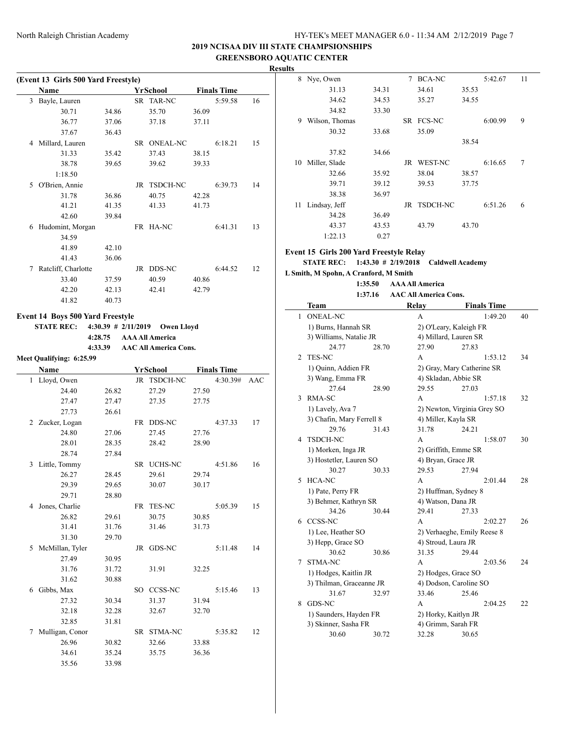## 2019 NCISAA DIV III STATE CHAMPSIONSHIPS

## GREENSBORO AQUATIC CENTER

### Results

**(Event 13 Girls 500 Yard Freestyle)**

| | Name | Yr | School | Finals Time | Points |
|---|---|---|---|---|---|
| 3 | Bayle, Lauren | SR | TAR-NC | 5:59.58 | 16 |
| | 30.71 34.86 35.70 36.09 36.77 37.06 37.18 37.11 37.67 36.43 | | | | |
| 4 | Millard, Lauren | SR | ONEAL-NC | 6:18.21 | 15 |
| | 31.33 35.42 37.43 38.15 38.78 39.65 39.62 39.33 1:18.50 | | | | |
| 5 | O'Brien, Annie | JR | TSDCH-NC | 6:39.73 | 14 |
| | 31.78 36.86 40.75 42.28 41.21 41.35 41.33 41.73 42.60 39.84 | | | | |
| 6 | Hudomint, Morgan | FR | HA-NC | 6:41.31 | 13 |
| | 34.59 41.89 42.10 41.43 36.06 | | | | |
| 7 | Ratcliff, Charlotte | JR | DDS-NC | 6:44.52 | 12 |
| | 33.40 37.59 40.59 40.86 42.20 42.13 42.41 42.79 41.82 40.73 | | | | |

**Event 14 Boys 500 Yard Freestyle**

STATE REC: 4:30.39 # 2/11/2019 Owen Lloyd
4:28.75 AAA All America
4:33.39 AAC All America Cons.

Meet Qualifying: 6:25.99

| | Name | Yr | School | Finals Time | Points |
|---|---|---|---|---|---|
| 1 | Lloyd, Owen | JR | TSDCH-NC | 4:30.39# | AAC |
| | 24.40 26.82 27.29 27.50 27.47 27.47 27.35 27.75 27.73 26.61 | | | | |
| 2 | Zucker, Logan | FR | DDS-NC | 4:37.33 | 17 |
| | 24.80 27.06 27.45 27.76 28.01 28.35 28.42 28.90 28.74 27.84 | | | | |
| 3 | Little, Tommy | SR | UCHS-NC | 4:51.86 | 16 |
| | 26.27 28.45 29.61 29.74 29.39 29.65 30.07 30.17 29.71 28.80 | | | | |
| 4 | Jones, Charlie | FR | TES-NC | 5:05.39 | 15 |
| | 26.82 29.61 30.75 30.85 31.41 31.76 31.46 31.73 31.30 29.70 | | | | |
| 5 | McMillan, Tyler | JR | GDS-NC | 5:11.48 | 14 |
| | 27.49 30.95 31.76 31.72 31.91 32.25 31.62 30.88 | | | | |
| 6 | Gibbs, Max | SO | CCSS-NC | 5:15.46 | 13 |
| | 27.32 30.34 31.37 31.94 32.18 32.28 32.67 32.70 32.85 31.81 | | | | |
| 7 | Mulligan, Conor | SR | STMA-NC | 5:35.82 | 12 |
| | 26.96 30.82 32.66 33.88 34.61 35.24 35.75 36.36 35.56 33.98 | | | | |
| 8 | Nye, Owen | 7 | BCA-NC | 5:42.67 | 11 |
| | 31.13 34.31 34.61 35.53 34.62 34.53 35.27 34.55 34.82 33.30 | | | | |
| 9 | Wilson, Thomas | SR | FCS-NC | 6:00.99 | 9 |
| | 30.32 33.68 35.09 38.54 37.82 34.66 | | | | |
| 10 | Miller, Slade | JR | WEST-NC | 6:16.65 | 7 |
| | 32.66 35.92 38.04 38.57 39.71 39.12 39.53 37.75 38.38 36.97 | | | | |
| 11 | Lindsay, Jeff | JR | TSDCH-NC | 6:51.26 | 6 |
| | 34.28 36.49 43.37 43.53 43.79 43.70 1:22.13 0.27 | | | | |

**Event 15 Girls 200 Yard Freestyle Relay**

STATE REC: 1:43.30 # 2/19/2018 Caldwell Academy
L Smith, M Spohn, A Cranford, M Smith
1:35.50 AAA All America
1:37.16 AAC All America Cons.

| | Team | Relay | Finals Time | Points |
|---|---|---|---|---|
| 1 | ONEAL-NC | A | 1:49.20 | 40 |
| | 1) Burns, Hannah SR; 2) O'Leary, Kaleigh FR; 3) Williams, Natalie JR; 4) Millard, Lauren SR | | | |
| | 24.77 28.70 27.90 27.83 | | | |
| 2 | TES-NC | A | 1:53.12 | 34 |
| | 1) Quinn, Addien FR; 2) Gray, Mary Catherine SR; 3) Wang, Emma FR; 4) Skladan, Abbie SR | | | |
| | 27.64 28.90 29.55 27.03 | | | |
| 3 | RMA-SC | A | 1:57.18 | 32 |
| | 1) Lavely, Ava 7; 2) Newton, Virginia Grey SO; 3) Chafin, Mary Ferrell 8; 4) Miller, Kayla SR | | | |
| | 29.76 31.43 31.78 24.21 | | | |
| 4 | TSDCH-NC | A | 1:58.07 | 30 |
| | 1) Morken, Inga JR; 2) Griffith, Emme SR; 3) Hostetler, Lauren SO; 4) Bryan, Grace JR | | | |
| | 30.27 30.33 29.53 27.94 | | | |
| 5 | HCA-NC | A | 2:01.44 | 28 |
| | 1) Pate, Perry FR; 2) Huffman, Sydney 8; 3) Behmer, Kathryn SR; 4) Watson, Dana JR | | | |
| | 34.26 30.44 29.41 27.33 | | | |
| 6 | CCSS-NC | A | 2:02.27 | 26 |
| | 1) Lee, Heather SO; 2) Verhaeghe, Emily Reese 8; 3) Hepp, Grace SO; 4) Stroud, Laura JR | | | |
| | 30.62 30.86 31.35 29.44 | | | |
| 7 | STMA-NC | A | 2:03.56 | 24 |
| | 1) Hodges, Kaitlin JR; 2) Hodges, Grace SO; 3) Thilman, Graceanne JR; 4) Dodson, Caroline SO | | | |
| | 31.67 32.97 33.46 25.46 | | | |
| 8 | GDS-NC | A | 2:04.25 | 22 |
| | 1) Saunders, Hayden FR; 2) Horky, Kaitlyn JR; 3) Skinner, Sasha FR; 4) Grimm, Sarah FR | | | |
| | 30.60 30.72 32.28 30.65 | | | |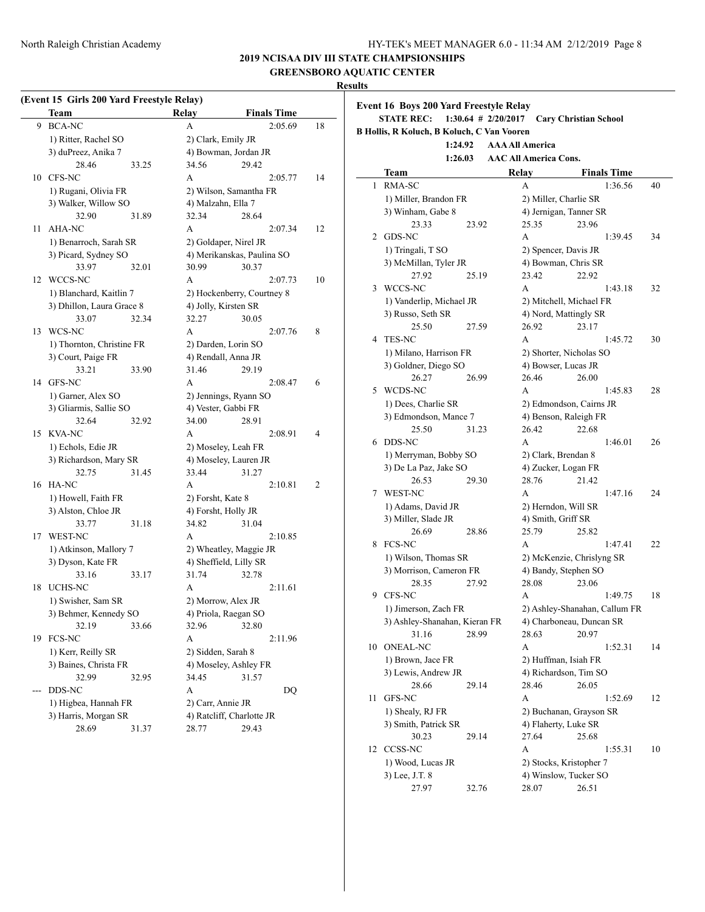## 2019 NCISAA DIV III STATE CHAMPSIONSHIPS

## GREENSBORO AQUATIC CENTER

### Results

**(Event 15 Girls 200 Yard Freestyle Relay)**

| | Team | Relay | Finals Time | |
|---|---|---|---|---|
| 9 | BCA-NC | A | 2:05.69 | 18 |
| | 1) Ritter, Rachel SO | 2) Clark, Emily JR | | |
| | 3) duPreez, Anika 7 | 4) Bowman, Jordan JR | | |
| | 28.46 33.25 | 34.56 29.42 | | |
| 10 | CFS-NC | A | 2:05.77 | 14 |
| | 1) Rugani, Olivia FR | 2) Wilson, Samantha FR | | |
| | 3) Walker, Willow SO | 4) Malzahn, Ella 7 | | |
| | 32.90 31.89 | 32.34 28.64 | | |
| 11 | AHA-NC | A | 2:07.34 | 12 |
| | 1) Benarroch, Sarah SR | 2) Goldaper, Nirel JR | | |
| | 3) Picard, Sydney SO | 4) Merikanskas, Paulina SO | | |
| | 33.97 32.01 | 30.99 30.37 | | |
| 12 | WCCS-NC | A | 2:07.73 | 10 |
| | 1) Blanchard, Kaitlin 7 | 2) Hockenberry, Courtney 8 | | |
| | 3) Dhillon, Laura Grace 8 | 4) Jolly, Kirsten SR | | |
| | 33.07 32.34 | 32.27 30.05 | | |
| 13 | WCS-NC | A | 2:07.76 | 8 |
| | 1) Thornton, Christine FR | 2) Darden, Lorin SO | | |
| | 3) Court, Paige FR | 4) Rendall, Anna JR | | |
| | 33.21 33.90 | 31.46 29.19 | | |
| 14 | GFS-NC | A | 2:08.47 | 6 |
| | 1) Garner, Alex SO | 2) Jennings, Ryann SO | | |
| | 3) Gliarmis, Sallie SO | 4) Vester, Gabbi FR | | |
| | 32.64 32.92 | 34.00 28.91 | | |
| 15 | KVA-NC | A | 2:08.91 | 4 |
| | 1) Echols, Edie JR | 2) Moseley, Leah FR | | |
| | 3) Richardson, Mary SR | 4) Moseley, Lauren JR | | |
| | 32.75 31.45 | 33.44 31.27 | | |
| 16 | HA-NC | A | 2:10.81 | 2 |
| | 1) Howell, Faith FR | 2) Forsht, Kate 8 | | |
| | 3) Alston, Chloe JR | 4) Forsht, Holly JR | | |
| | 33.77 31.18 | 34.82 31.04 | | |
| 17 | WEST-NC | A | 2:10.85 | |
| | 1) Atkinson, Mallory 7 | 2) Wheatley, Maggie JR | | |
| | 3) Dyson, Kate FR | 4) Sheffield, Lilly SR | | |
| | 33.16 33.17 | 31.74 32.78 | | |
| 18 | UCHS-NC | A | 2:11.61 | |
| | 1) Swisher, Sam SR | 2) Morrow, Alex JR | | |
| | 3) Behmer, Kennedy SO | 4) Priola, Raegan SO | | |
| | 32.19 33.66 | 32.96 32.80 | | |
| 19 | FCS-NC | A | 2:11.96 | |
| | 1) Kerr, Reilly SR | 2) Sidden, Sarah 8 | | |
| | 3) Baines, Christa FR | 4) Moseley, Ashley FR | | |
| | 32.99 32.95 | 34.45 31.57 | | |
| --- | DDS-NC | A | DQ | |
| | 1) Higbea, Hannah FR | 2) Carr, Annie JR | | |
| | 3) Harris, Morgan SR | 4) Ratcliff, Charlotte JR | | |
| | 28.69 31.37 | 28.77 29.43 | | |

**Event 16 Boys 200 Yard Freestyle Relay**

**STATE REC: 1:30.64 # 2/20/2017 Cary Christian School**
**B Hollis, R Koluch, B Koluch, C Van Vooren**
**1:24.92 AAA All America**
**1:26.03 AAC All America Cons.**

| | Team | Relay | Finals Time | |
|---|---|---|---|---|
| 1 | RMA-SC | A | 1:36.56 | 40 |
| | 1) Miller, Brandon FR | 2) Miller, Charlie SR | | |
| | 3) Winham, Gabe 8 | 4) Jernigan, Tanner SR | | |
| | 23.33 23.92 | 25.35 23.96 | | |
| 2 | GDS-NC | A | 1:39.45 | 34 |
| | 1) Tringali, T SO | 2) Spencer, Davis JR | | |
| | 3) McMillan, Tyler JR | 4) Bowman, Chris SR | | |
| | 27.92 25.19 | 23.42 22.92 | | |
| 3 | WCCS-NC | A | 1:43.18 | 32 |
| | 1) Vanderlip, Michael JR | 2) Mitchell, Michael FR | | |
| | 3) Russo, Seth SR | 4) Nord, Mattingly SR | | |
| | 25.50 27.59 | 26.92 23.17 | | |
| 4 | TES-NC | A | 1:45.72 | 30 |
| | 1) Milano, Harrison FR | 2) Shorter, Nicholas SO | | |
| | 3) Goldner, Diego SO | 4) Bowser, Lucas JR | | |
| | 26.27 26.99 | 26.46 26.00 | | |
| 5 | WCDS-NC | A | 1:45.83 | 28 |
| | 1) Dees, Charlie SR | 2) Edmondson, Cairns JR | | |
| | 3) Edmondson, Mance 7 | 4) Benson, Raleigh FR | | |
| | 25.50 31.23 | 26.42 22.68 | | |
| 6 | DDS-NC | A | 1:46.01 | 26 |
| | 1) Merryman, Bobby SO | 2) Clark, Brendan 8 | | |
| | 3) De La Paz, Jake SO | 4) Zucker, Logan FR | | |
| | 26.53 29.30 | 28.76 21.42 | | |
| 7 | WEST-NC | A | 1:47.16 | 24 |
| | 1) Adams, David JR | 2) Herndon, Will SR | | |
| | 3) Miller, Slade JR | 4) Smith, Griff SR | | |
| | 26.69 28.86 | 25.79 25.82 | | |
| 8 | FCS-NC | A | 1:47.41 | 22 |
| | 1) Wilson, Thomas SR | 2) McKenzie, Chrislyng SR | | |
| | 3) Morrison, Cameron FR | 4) Bandy, Stephen SO | | |
| | 28.35 27.92 | 28.08 23.06 | | |
| 9 | CFS-NC | A | 1:49.75 | 18 |
| | 1) Jimerson, Zach FR | 2) Ashley-Shanahan, Callum FR | | |
| | 3) Ashley-Shanahan, Kieran FR | 4) Charboneau, Duncan SR | | |
| | 31.16 28.99 | 28.63 20.97 | | |
| 10 | ONEAL-NC | A | 1:52.31 | 14 |
| | 1) Brown, Jace FR | 2) Huffman, Isiah FR | | |
| | 3) Lewis, Andrew JR | 4) Richardson, Tim SO | | |
| | 28.66 29.14 | 28.46 26.05 | | |
| 11 | GFS-NC | A | 1:52.69 | 12 |
| | 1) Shealy, RJ FR | 2) Buchanan, Grayson SR | | |
| | 3) Smith, Patrick SR | 4) Flaherty, Luke SR | | |
| | 30.23 29.14 | 27.64 25.68 | | |
| 12 | CCSS-NC | A | 1:55.31 | 10 |
| | 1) Wood, Lucas JR | 2) Stocks, Kristopher 7 | | |
| | 3) Lee, J.T. 8 | 4) Winslow, Tucker SO | | |
| | 27.97 32.76 | 28.07 26.51 | | |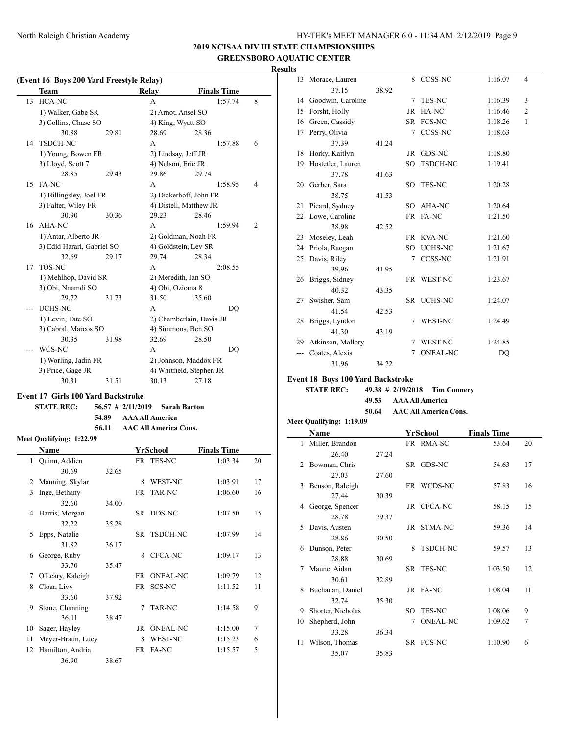## 2019 NCISAA DIV III STATE CHAMPSIONSHIPS

## GREENSBORO AQUATIC CENTER

### Results

**(Event 16 Boys 200 Yard Freestyle Relay)**

| | Team | | Relay | | Finals Time | |
|---|---|---|---|---|---|---|
| 13 | HCA-NC | | A | | 1:57.74 | 8 |
| | 1) Walker, Gabe SR | | 2) Arnot, Ansel SO | | | |
| | 3) Collins, Chase SO | | 4) King, Wyatt SO | | | |
| | 30.88 | 29.81 | 28.69 | 28.36 | | |
| 14 | TSDCH-NC | | A | | 1:57.88 | 6 |
| | 1) Young, Bowen FR | | 2) Lindsay, Jeff JR | | | |
| | 3) Lloyd, Scott 7 | | 4) Nelson, Eric JR | | | |
| | 28.85 | 29.43 | 29.86 | 29.74 | | |
| 15 | FA-NC | | A | | 1:58.95 | 4 |
| | 1) Billingsley, Joel FR | | 2) Dickerhoff, John FR | | | |
| | 3) Falter, Wiley FR | | 4) Distell, Matthew JR | | | |
| | 30.90 | 30.36 | 29.23 | 28.46 | | |
| 16 | AHA-NC | | A | | 1:59.94 | 2 |
| | 1) Antar, Alberto JR | | 2) Goldman, Noah FR | | | |
| | 3) Edid Harari, Gabriel SO | | 4) Goldstein, Lev SR | | | |
| | 32.69 | 29.17 | 29.74 | 28.34 | | |
| 17 | TOS-NC | | A | | 2:08.55 | |
| | 1) Mehlhop, David SR | | 2) Meredith, Ian SO | | | |
| | 3) Obi, Nnamdi SO | | 4) Obi, Ozioma 8 | | | |
| | 29.72 | 31.73 | 31.50 | 35.60 | | |
| --- | UCHS-NC | | A | | DQ | |
| | 1) Levin, Tate SO | | 2) Chamberlain, Davis JR | | | |
| | 3) Cabral, Marcos SO | | 4) Simmons, Ben SO | | | |
| | 30.35 | 31.98 | 32.69 | 28.50 | | |
| --- | WCS-NC | | A | | DQ | |
| | 1) Worling, Jadin FR | | 2) Johnson, Maddox FR | | | |
| | 3) Price, Gage JR | | 4) Whitfield, Stephen JR | | | |
| | 30.31 | 31.51 | 30.13 | 27.18 | | |

**Event 17 Girls 100 Yard Backstroke**

STATE REC: 56.57 # 2/11/2019 Sarah Barton
54.89 AAA All America
56.11 AAC All America Cons.

Meet Qualifying: 1:22.99

| | Name | | Yr | School | Finals Time | |
|---|---|---|---|---|---|---|
| 1 | Quinn, Addien | | FR | TES-NC | 1:03.34 | 20 |
| | 30.69 | 32.65 | | | | |
| 2 | Manning, Skylar | | 8 | WEST-NC | 1:03.91 | 17 |
| 3 | Inge, Bethany | | FR | TAR-NC | 1:06.60 | 16 |
| | 32.60 | 34.00 | | | | |
| 4 | Harris, Morgan | | SR | DDS-NC | 1:07.50 | 15 |
| | 32.22 | 35.28 | | | | |
| 5 | Epps, Natalie | | SR | TSDCH-NC | 1:07.99 | 14 |
| | 31.82 | 36.17 | | | | |
| 6 | George, Ruby | | 8 | CFCA-NC | 1:09.17 | 13 |
| | 33.70 | 35.47 | | | | |
| 7 | O'Leary, Kaleigh | | FR | ONEAL-NC | 1:09.79 | 12 |
| 8 | Cloar, Livy | | FR | SCS-NC | 1:11.52 | 11 |
| | 33.60 | 37.92 | | | | |
| 9 | Stone, Channing | | 7 | TAR-NC | 1:14.58 | 9 |
| | 36.11 | 38.47 | | | | |
| 10 | Sager, Hayley | | JR | ONEAL-NC | 1:15.00 | 7 |
| 11 | Meyer-Braun, Lucy | | 8 | WEST-NC | 1:15.23 | 6 |
| 12 | Hamilton, Andria | | FR | FA-NC | 1:15.57 | 5 |
| | 36.90 | 38.67 | | | | |
| 13 | Morace, Lauren | | 8 | CCSS-NC | 1:16.07 | 4 |
| | 37.15 | 38.92 | | | | |
| 14 | Goodwin, Caroline | | 7 | TES-NC | 1:16.39 | 3 |
| 15 | Forsht, Holly | | JR | HA-NC | 1:16.46 | 2 |
| 16 | Green, Cassidy | | SR | FCS-NC | 1:18.26 | 1 |
| 17 | Perry, Olivia | | 7 | CCSS-NC | 1:18.63 | |
| | 37.39 | 41.24 | | | | |
| 18 | Horky, Kaitlyn | | JR | GDS-NC | 1:18.80 | |
| 19 | Hostetler, Lauren | | SO | TSDCH-NC | 1:19.41 | |
| | 37.78 | 41.63 | | | | |
| 20 | Gerber, Sara | | SO | TES-NC | 1:20.28 | |
| | 38.75 | 41.53 | | | | |
| 21 | Picard, Sydney | | SO | AHA-NC | 1:20.64 | |
| 22 | Lowe, Caroline | | FR | FA-NC | 1:21.50 | |
| | 38.98 | 42.52 | | | | |
| 23 | Moseley, Leah | | FR | KVA-NC | 1:21.60 | |
| 24 | Priola, Raegan | | SO | UCHS-NC | 1:21.67 | |
| 25 | Davis, Riley | | 7 | CCSS-NC | 1:21.91 | |
| | 39.96 | 41.95 | | | | |
| 26 | Briggs, Sidney | | FR | WEST-NC | 1:23.67 | |
| | 40.32 | 43.35 | | | | |
| 27 | Swisher, Sam | | SR | UCHS-NC | 1:24.07 | |
| | 41.54 | 42.53 | | | | |
| 28 | Briggs, Lyndon | | 7 | WEST-NC | 1:24.49 | |
| | 41.30 | 43.19 | | | | |
| 29 | Atkinson, Mallory | | 7 | WEST-NC | 1:24.85 | |
| --- | Coates, Alexis | | 7 | ONEAL-NC | DQ | |
| | 31.96 | 34.22 | | | | |

**Event 18 Boys 100 Yard Backstroke**

STATE REC: 49.38 # 2/19/2018 Tim Connery
49.53 AAA All America
50.64 AAC All America Cons.

Meet Qualifying: 1:19.09

| | Name | | Yr | School | Finals Time | |
|---|---|---|---|---|---|---|
| 1 | Miller, Brandon | | FR | RMA-SC | 53.64 | 20 |
| | 26.40 | 27.24 | | | | |
| 2 | Bowman, Chris | | SR | GDS-NC | 54.63 | 17 |
| | 27.03 | 27.60 | | | | |
| 3 | Benson, Raleigh | | FR | WCDS-NC | 57.83 | 16 |
| | 27.44 | 30.39 | | | | |
| 4 | George, Spencer | | JR | CFCA-NC | 58.15 | 15 |
| | 28.78 | 29.37 | | | | |
| 5 | Davis, Austen | | JR | STMA-NC | 59.36 | 14 |
| | 28.86 | 30.50 | | | | |
| 6 | Dunson, Peter | | 8 | TSDCH-NC | 59.57 | 13 |
| | 28.88 | 30.69 | | | | |
| 7 | Maune, Aidan | | SR | TES-NC | 1:03.50 | 12 |
| | 30.61 | 32.89 | | | | |
| 8 | Buchanan, Daniel | | JR | FA-NC | 1:08.04 | 11 |
| | 32.74 | 35.30 | | | | |
| 9 | Shorter, Nicholas | | SO | TES-NC | 1:08.06 | 9 |
| 10 | Shepherd, John | | 7 | ONEAL-NC | 1:09.62 | 7 |
| | 33.28 | 36.34 | | | | |
| 11 | Wilson, Thomas | | SR | FCS-NC | 1:10.90 | 6 |
| | 35.07 | 35.83 | | | | |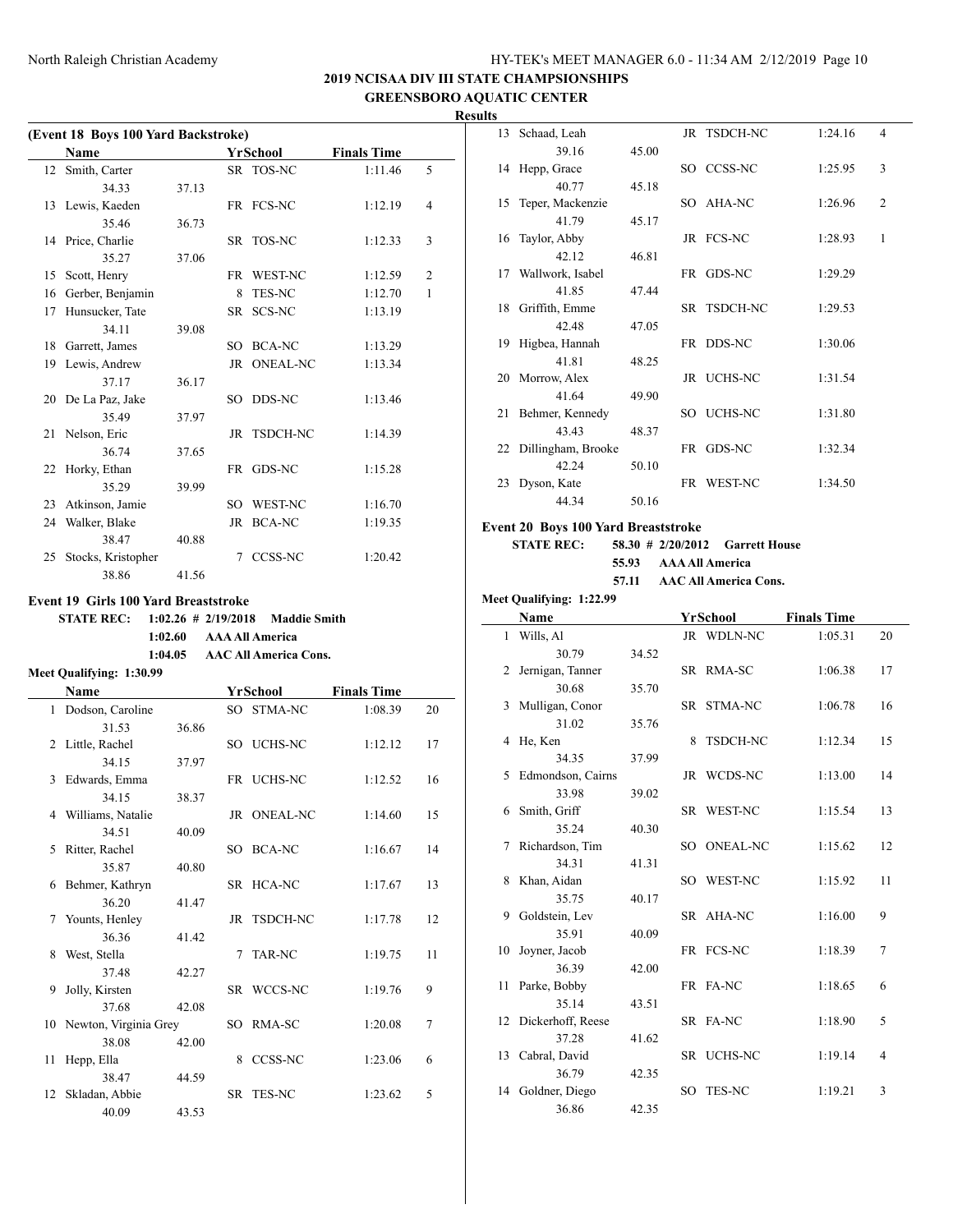# 2019 NCISAA DIV III STATE CHAMPSIONSHIPS

## GREENSBORO AQUATIC CENTER

**Results**

### (Event 18 Boys 100 Yard Backstroke)

| | Name | | Yr | School | Finals Time | |
|---|---|---|---|---|---|---|
| 12 | Smith, Carter | | SR | TOS-NC | 1:11.46 | 5 |
| | 34.33 | 37.13 | | | | |
| 13 | Lewis, Kaeden | | FR | FCS-NC | 1:12.19 | 4 |
| | 35.46 | 36.73 | | | | |
| 14 | Price, Charlie | | SR | TOS-NC | 1:12.33 | 3 |
| | 35.27 | 37.06 | | | | |
| 15 | Scott, Henry | | FR | WEST-NC | 1:12.59 | 2 |
| 16 | Gerber, Benjamin | | 8 | TES-NC | 1:12.70 | 1 |
| 17 | Hunsucker, Tate | | SR | SCS-NC | 1:13.19 | |
| | 34.11 | 39.08 | | | | |
| 18 | Garrett, James | | SO | BCA-NC | 1:13.29 | |
| 19 | Lewis, Andrew | | JR | ONEAL-NC | 1:13.34 | |
| | 37.17 | 36.17 | | | | |
| 20 | De La Paz, Jake | | SO | DDS-NC | 1:13.46 | |
| | 35.49 | 37.97 | | | | |
| 21 | Nelson, Eric | | JR | TSDCH-NC | 1:14.39 | |
| | 36.74 | 37.65 | | | | |
| 22 | Horky, Ethan | | FR | GDS-NC | 1:15.28 | |
| | 35.29 | 39.99 | | | | |
| 23 | Atkinson, Jamie | | SO | WEST-NC | 1:16.70 | |
| 24 | Walker, Blake | | JR | BCA-NC | 1:19.35 | |
| | 38.47 | 40.88 | | | | |
| 25 | Stocks, Kristopher | | 7 | CCSS-NC | 1:20.42 | |
| | 38.86 | 41.56 | | | | |

### Event 19 Girls 100 Yard Breaststroke

**STATE REC:** 1:02.26 # 2/19/2018 Maddie Smith
1:02.60 AAA All America
1:04.05 AAC All America Cons.

**Meet Qualifying: 1:30.99**

| | Name | | Yr | School | Finals Time | |
|---|---|---|---|---|---|---|
| 1 | Dodson, Caroline | | SO | STMA-NC | 1:08.39 | 20 |
| | 31.53 | 36.86 | | | | |
| 2 | Little, Rachel | | SO | UCHS-NC | 1:12.12 | 17 |
| | 34.15 | 37.97 | | | | |
| 3 | Edwards, Emma | | FR | UCHS-NC | 1:12.52 | 16 |
| | 34.15 | 38.37 | | | | |
| 4 | Williams, Natalie | | JR | ONEAL-NC | 1:14.60 | 15 |
| | 34.51 | 40.09 | | | | |
| 5 | Ritter, Rachel | | SO | BCA-NC | 1:16.67 | 14 |
| | 35.87 | 40.80 | | | | |
| 6 | Behmer, Kathryn | | SR | HCA-NC | 1:17.67 | 13 |
| | 36.20 | 41.47 | | | | |
| 7 | Younts, Henley | | JR | TSDCH-NC | 1:17.78 | 12 |
| | 36.36 | 41.42 | | | | |
| 8 | West, Stella | | 7 | TAR-NC | 1:19.75 | 11 |
| | 37.48 | 42.27 | | | | |
| 9 | Jolly, Kirsten | | SR | WCCS-NC | 1:19.76 | 9 |
| | 37.68 | 42.08 | | | | |
| 10 | Newton, Virginia Grey | | SO | RMA-SC | 1:20.08 | 7 |
| | 38.08 | 42.00 | | | | |
| 11 | Hepp, Ella | | 8 | CCSS-NC | 1:23.06 | 6 |
| | 38.47 | 44.59 | | | | |
| 12 | Skladan, Abbie | | SR | TES-NC | 1:23.62 | 5 |
| | 40.09 | 43.53 | | | | |
| 13 | Schaad, Leah | | JR | TSDCH-NC | 1:24.16 | 4 |
| | 39.16 | 45.00 | | | | |
| 14 | Hepp, Grace | | SO | CCSS-NC | 1:25.95 | 3 |
| | 40.77 | 45.18 | | | | |
| 15 | Teper, Mackenzie | | SO | AHA-NC | 1:26.96 | 2 |
| | 41.79 | 45.17 | | | | |
| 16 | Taylor, Abby | | JR | FCS-NC | 1:28.93 | 1 |
| | 42.12 | 46.81 | | | | |
| 17 | Wallwork, Isabel | | FR | GDS-NC | 1:29.29 | |
| | 41.85 | 47.44 | | | | |
| 18 | Griffith, Emme | | SR | TSDCH-NC | 1:29.53 | |
| | 42.48 | 47.05 | | | | |
| 19 | Higbea, Hannah | | FR | DDS-NC | 1:30.06 | |
| | 41.81 | 48.25 | | | | |
| 20 | Morrow, Alex | | JR | UCHS-NC | 1:31.54 | |
| | 41.64 | 49.90 | | | | |
| 21 | Behmer, Kennedy | | SO | UCHS-NC | 1:31.80 | |
| | 43.43 | 48.37 | | | | |
| 22 | Dillingham, Brooke | | FR | GDS-NC | 1:32.34 | |
| | 42.24 | 50.10 | | | | |
| 23 | Dyson, Kate | | FR | WEST-NC | 1:34.50 | |
| | 44.34 | 50.16 | | | | |

### Event 20 Boys 100 Yard Breaststroke

**STATE REC:** 58.30 # 2/20/2012 Garrett House
55.93 AAA All America
57.11 AAC All America Cons.

**Meet Qualifying: 1:22.99**

| | Name | | Yr | School | Finals Time | |
|---|---|---|---|---|---|---|
| 1 | Wills, Al | | JR | WDLN-NC | 1:05.31 | 20 |
| | 30.79 | 34.52 | | | | |
| 2 | Jernigan, Tanner | | SR | RMA-SC | 1:06.38 | 17 |
| | 30.68 | 35.70 | | | | |
| 3 | Mulligan, Conor | | SR | STMA-NC | 1:06.78 | 16 |
| | 31.02 | 35.76 | | | | |
| 4 | He, Ken | | 8 | TSDCH-NC | 1:12.34 | 15 |
| | 34.35 | 37.99 | | | | |
| 5 | Edmondson, Cairns | | JR | WCDS-NC | 1:13.00 | 14 |
| | 33.98 | 39.02 | | | | |
| 6 | Smith, Griff | | SR | WEST-NC | 1:15.54 | 13 |
| | 35.24 | 40.30 | | | | |
| 7 | Richardson, Tim | | SO | ONEAL-NC | 1:15.62 | 12 |
| | 34.31 | 41.31 | | | | |
| 8 | Khan, Aidan | | SO | WEST-NC | 1:15.92 | 11 |
| | 35.75 | 40.17 | | | | |
| 9 | Goldstein, Lev | | SR | AHA-NC | 1:16.00 | 9 |
| | 35.91 | 40.09 | | | | |
| 10 | Joyner, Jacob | | FR | FCS-NC | 1:18.39 | 7 |
| | 36.39 | 42.00 | | | | |
| 11 | Parke, Bobby | | FR | FA-NC | 1:18.65 | 6 |
| | 35.14 | 43.51 | | | | |
| 12 | Dickerhoff, Reese | | SR | FA-NC | 1:18.90 | 5 |
| | 37.28 | 41.62 | | | | |
| 13 | Cabral, David | | SR | UCHS-NC | 1:19.14 | 4 |
| | 36.79 | 42.35 | | | | |
| 14 | Goldner, Diego | | SO | TES-NC | 1:19.21 | 3 |
| | 36.86 | 42.35 | | | | |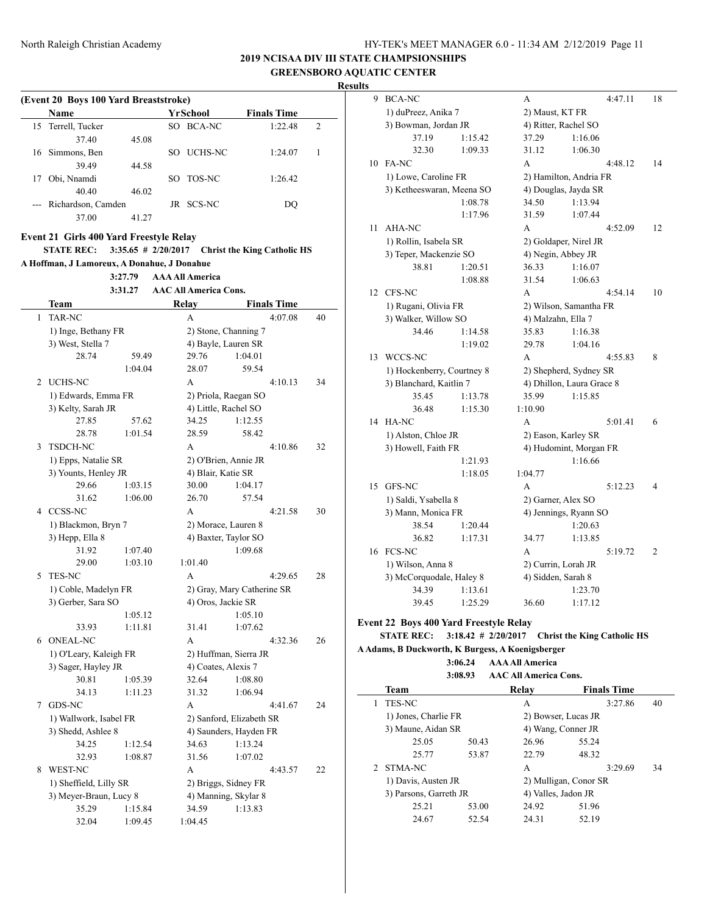**2019 NCISAA DIV III STATE CHAMPSIONSHIPS**

**GREENSBORO AQUATIC CENTER**

**Results**

**(Event 20 Boys 100 Yard Breaststroke)**

| | Name | Yr | School | Finals Time | |
|---|---|---|---|---|---|
| 15 | Terrell, Tucker | SO | BCA-NC | 1:22.48 | 2 |
| | 37.40 | 45.08 | | | |
| 16 | Simmons, Ben | SO | UCHS-NC | 1:24.07 | 1 |
| | 39.49 | 44.58 | | | |
| 17 | Obi, Nnamdi | SO | TOS-NC | 1:26.42 | |
| | 40.40 | 46.02 | | | |
| --- | Richardson, Camden | JR | SCS-NC | DQ | |
| | 37.00 | 41.27 | | | |

**Event 21 Girls 400 Yard Freestyle Relay**

**STATE REC: 3:35.65 # 2/20/2017 Christ the King Catholic HS**
**A Hoffman, J Lamoreux, A Donahue, J Donahue**

3:27.79 AAA All America
3:31.27 AAC All America Cons.

| | Team | Relay | Finals Time | |
|---|---|---|---|---|
| 1 | TAR-NC | A | 4:07.08 | 40 |
| | 1) Inge, Bethany FR; 2) Stone, Channing 7; 3) West, Stella 7; 4) Bayle, Lauren SR | | | |
| | 28.74, 59.49, 29.76, 1:04.01, 1:04.04, 28.07, 59.54 | | | |
| 2 | UCHS-NC | A | 4:10.13 | 34 |
| | 1) Edwards, Emma FR; 2) Priola, Raegan SO; 3) Kelty, Sarah JR; 4) Little, Rachel SO | | | |
| | 27.85, 57.62, 34.25, 1:12.55, 28.78, 1:01.54, 28.59, 58.42 | | | |
| 3 | TSDCH-NC | A | 4:10.86 | 32 |
| | 1) Epps, Natalie SR; 2) O'Brien, Annie JR; 3) Younts, Henley JR; 4) Blair, Katie SR | | | |
| | 29.66, 1:03.15, 30.00, 1:04.17, 31.62, 1:06.00, 26.70, 57.54 | | | |
| 4 | CCSS-NC | A | 4:21.58 | 30 |
| | 1) Blackmon, Bryn 7; 2) Morace, Lauren 8; 3) Hepp, Ella 8; 4) Baxter, Taylor SO | | | |
| | 31.92, 1:07.40, 1:09.68, 29.00, 1:03.10, 1:01.40 | | | |
| 5 | TES-NC | A | 4:29.65 | 28 |
| | 1) Coble, Madelyn FR; 2) Gray, Mary Catherine SR; 3) Gerber, Sara SO; 4) Oros, Jackie SR | | | |
| | 1:05.12, 1:05.10, 33.93, 1:11.81, 31.41, 1:07.62 | | | |
| 6 | ONEAL-NC | A | 4:32.36 | 26 |
| | 1) O'Leary, Kaleigh FR; 2) Huffman, Sierra JR; 3) Sager, Hayley JR; 4) Coates, Alexis 7 | | | |
| | 30.81, 1:05.39, 32.64, 1:08.80, 34.13, 1:11.23, 31.32, 1:06.94 | | | |
| 7 | GDS-NC | A | 4:41.67 | 24 |
| | 1) Wallwork, Isabel FR; 2) Sanford, Elizabeth SR; 3) Shedd, Ashlee 8; 4) Saunders, Hayden FR | | | |
| | 34.25, 1:12.54, 34.63, 1:13.24, 32.93, 1:08.87, 31.56, 1:07.02 | | | |
| 8 | WEST-NC | A | 4:43.57 | 22 |
| | 1) Sheffield, Lilly SR; 2) Briggs, Sidney FR; 3) Meyer-Braun, Lucy 8; 4) Manning, Skylar 8 | | | |
| | 35.29, 1:15.84, 34.59, 1:13.83, 32.04, 1:09.45, 1:04.45 | | | |
| 9 | BCA-NC | A | 4:47.11 | 18 |
| | 1) duPreez, Anika 7; 2) Maust, KT FR; 3) Bowman, Jordan JR; 4) Ritter, Rachel SO | | | |
| | 37.19, 1:15.42, 37.29, 1:16.06, 32.30, 1:09.33, 31.12, 1:06.30 | | | |
| 10 | FA-NC | A | 4:48.12 | 14 |
| | 1) Lowe, Caroline FR; 2) Hamilton, Andria FR; 3) Ketheeswaran, Meena SO; 4) Douglas, Jayda SR | | | |
| | 1:08.78, 34.50, 1:13.94, 1:17.96, 31.59, 1:07.44 | | | |
| 11 | AHA-NC | A | 4:52.09 | 12 |
| | 1) Rollin, Isabela SR; 2) Goldaper, Nirel JR; 3) Teper, Mackenzie SO; 4) Negin, Abbey JR | | | |
| | 38.81, 1:20.51, 36.33, 1:16.07, 1:08.88, 31.54, 1:06.63 | | | |
| 12 | CFS-NC | A | 4:54.14 | 10 |
| | 1) Rugani, Olivia FR; 2) Wilson, Samantha FR; 3) Walker, Willow SO; 4) Malzahn, Ella 7 | | | |
| | 34.46, 1:14.58, 35.83, 1:16.38, 1:19.02, 29.78, 1:04.16 | | | |
| 13 | WCCS-NC | A | 4:55.83 | 8 |
| | 1) Hockenberry, Courtney 8; 2) Shepherd, Sydney SR; 3) Blanchard, Kaitlin 7; 4) Dhillon, Laura Grace 8 | | | |
| | 35.45, 1:13.78, 35.99, 1:15.85, 36.48, 1:15.30, 1:10.90 | | | |
| 14 | HA-NC | A | 5:01.41 | 6 |
| | 1) Alston, Chloe JR; 2) Eason, Karley SR; 3) Howell, Faith FR; 4) Hudomint, Morgan FR | | | |
| | 1:21.93, 1:16.66, 1:18.05, 1:04.77 | | | |
| 15 | GFS-NC | A | 5:12.23 | 4 |
| | 1) Saldi, Ysabella 8; 2) Garner, Alex SO; 3) Mann, Monica FR; 4) Jennings, Ryann SO | | | |
| | 38.54, 1:20.44, 1:20.63, 36.82, 1:17.31, 34.77, 1:13.85 | | | |
| 16 | FCS-NC | A | 5:19.72 | 2 |
| | 1) Wilson, Anna 8; 2) Currin, Lorah JR; 3) McCorquodale, Haley 8; 4) Sidden, Sarah 8 | | | |
| | 34.39, 1:13.61, 1:23.70, 39.45, 1:25.29, 36.60, 1:17.12 | | | |

**Event 22 Boys 400 Yard Freestyle Relay**

**STATE REC: 3:18.42 # 2/20/2017 Christ the King Catholic HS**
**A Adams, B Duckworth, K Burgess, A Koenigsberger**

3:06.24 AAA All America
3:08.93 AAC All America Cons.

| | Team | Relay | Finals Time | |
|---|---|---|---|---|
| 1 | TES-NC | A | 3:27.86 | 40 |
| | 1) Jones, Charlie FR; 2) Bowser, Lucas JR; 3) Maune, Aidan SR; 4) Wang, Conner JR | | | |
| | 25.05, 50.43, 26.96, 55.24, 25.77, 53.87, 22.79, 48.32 | | | |
| 2 | STMA-NC | A | 3:29.69 | 34 |
| | 1) Davis, Austen JR; 2) Mulligan, Conor SR; 3) Parsons, Garreth JR; 4) Valles, Jadon JR | | | |
| | 25.21, 53.00, 24.92, 51.96, 24.67, 52.54, 24.31, 52.19 | | | |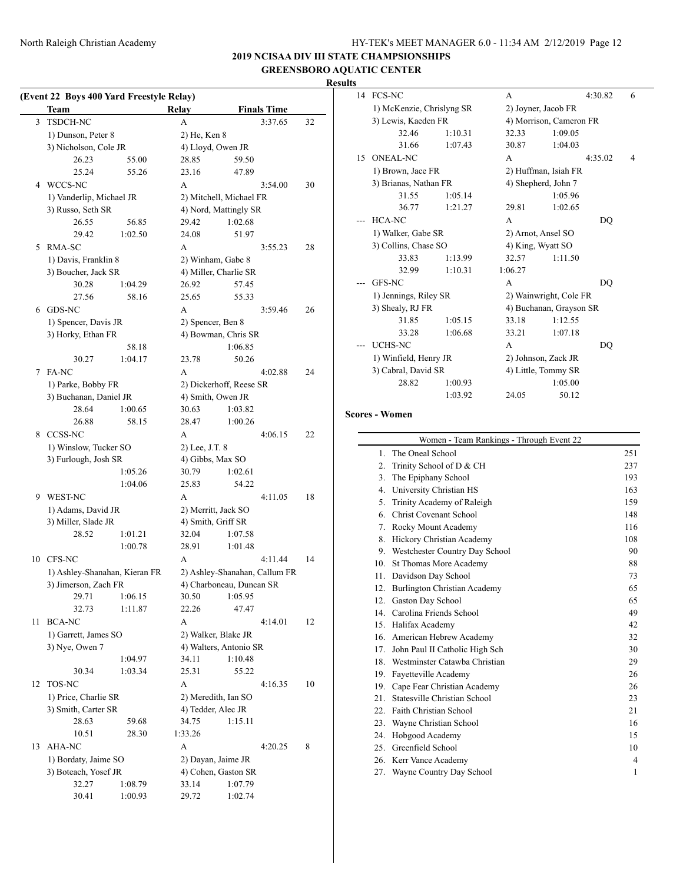## 2019 NCISAA DIV III STATE CHAMPSIONSHIPS
## GREENSBORO AQUATIC CENTER

### Results

**(Event 22 Boys 400 Yard Freestyle Relay)**

| | Team | Relay | Finals Time | |
|---|---|---|---|---|
| 3 | TSDCH-NC | A | 3:37.65 | 32 |
| | 1) Dunson, Peter 8 | 2) He, Ken 8 | | |
| | 3) Nicholson, Cole JR | 4) Lloyd, Owen JR | | |
| | 26.23 55.00 | 28.85 59.50 | | |
| | 25.24 55.26 | 23.16 47.89 | | |
| 4 | WCCS-NC | A | 3:54.00 | 30 |
| | 1) Vanderlip, Michael JR | 2) Mitchell, Michael FR | | |
| | 3) Russo, Seth SR | 4) Nord, Mattingly SR | | |
| | 26.55 56.85 | 29.42 1:02.68 | | |
| | 29.42 1:02.50 | 24.08 51.97 | | |
| 5 | RMA-SC | A | 3:55.23 | 28 |
| | 1) Davis, Franklin 8 | 2) Winham, Gabe 8 | | |
| | 3) Boucher, Jack SR | 4) Miller, Charlie SR | | |
| | 30.28 1:04.29 | 26.92 57.45 | | |
| | 27.56 58.16 | 25.65 55.33 | | |
| 6 | GDS-NC | A | 3:59.46 | 26 |
| | 1) Spencer, Davis JR | 2) Spencer, Ben 8 | | |
| | 3) Horky, Ethan FR | 4) Bowman, Chris SR | | |
| | 58.18 | 1:06.85 | | |
| | 30.27 1:04.17 | 23.78 50.26 | | |
| 7 | FA-NC | A | 4:02.88 | 24 |
| | 1) Parke, Bobby FR | 2) Dickerhoff, Reese SR | | |
| | 3) Buchanan, Daniel JR | 4) Smith, Owen JR | | |
| | 28.64 1:00.65 | 30.63 1:03.82 | | |
| | 26.88 58.15 | 28.47 1:00.26 | | |
| 8 | CCSS-NC | A | 4:06.15 | 22 |
| | 1) Winslow, Tucker SO | 2) Lee, J.T. 8 | | |
| | 3) Furlough, Josh SR | 4) Gibbs, Max SO | | |
| | 1:05.26 | 30.79 1:02.61 | | |
| | 1:04.06 | 25.83 54.22 | | |
| 9 | WEST-NC | A | 4:11.05 | 18 |
| | 1) Adams, David JR | 2) Merritt, Jack SO | | |
| | 3) Miller, Slade JR | 4) Smith, Griff SR | | |
| | 28.52 1:01.21 | 32.04 1:07.58 | | |
| | 1:00.78 | 28.91 1:01.48 | | |
| 10 | CFS-NC | A | 4:11.44 | 14 |
| | 1) Ashley-Shanahan, Kieran FR | 2) Ashley-Shanahan, Callum FR | | |
| | 3) Jimerson, Zach FR | 4) Charboneau, Duncan SR | | |
| | 29.71 1:06.15 | 30.50 1:05.95 | | |
| | 32.73 1:11.87 | 22.26 47.47 | | |
| 11 | BCA-NC | A | 4:14.01 | 12 |
| | 1) Garrett, James SO | 2) Walker, Blake JR | | |
| | 3) Nye, Owen 7 | 4) Walters, Antonio SR | | |
| | 1:04.97 | 34.11 1:10.48 | | |
| | 30.34 1:03.34 | 25.31 55.22 | | |
| 12 | TOS-NC | A | 4:16.35 | 10 |
| | 1) Price, Charlie SR | 2) Meredith, Ian SO | | |
| | 3) Smith, Carter SR | 4) Tedder, Alec JR | | |
| | 28.63 59.68 | 34.75 1:15.11 | | |
| | 10.51 28.30 | 1:33.26 | | |
| 13 | AHA-NC | A | 4:20.25 | 8 |
| | 1) Bordaty, Jaime SO | 2) Dayan, Jaime JR | | |
| | 3) Boteach, Yosef JR | 4) Cohen, Gaston SR | | |
| | 32.27 1:08.79 | 33.14 1:07.79 | | |
| | 30.41 1:00.93 | 29.72 1:02.74 | | |
| 14 | FCS-NC | A | 4:30.82 | 6 |
| | 1) McKenzie, Chrislyng SR | 2) Joyner, Jacob FR | | |
| | 3) Lewis, Kaeden FR | 4) Morrison, Cameron FR | | |
| | 32.46 1:10.31 | 32.33 1:09.05 | | |
| | 31.66 1:07.43 | 30.87 1:04.03 | | |
| 15 | ONEAL-NC | A | 4:35.02 | 4 |
| | 1) Brown, Jace FR | 2) Huffman, Isiah FR | | |
| | 3) Brianas, Nathan FR | 4) Shepherd, John 7 | | |
| | 31.55 1:05.14 | 1:05.96 | | |
| | 36.77 1:21.27 | 29.81 1:02.65 | | |
| --- | HCA-NC | A | DQ | |
| | 1) Walker, Gabe SR | 2) Arnot, Ansel SO | | |
| | 3) Collins, Chase SO | 4) King, Wyatt SO | | |
| | 33.83 1:13.99 | 32.57 1:11.50 | | |
| | 32.99 1:10.31 | 1:06.27 | | |
| --- | GFS-NC | A | DQ | |
| | 1) Jennings, Riley SR | 2) Wainwright, Cole FR | | |
| | 3) Shealy, RJ FR | 4) Buchanan, Grayson SR | | |
| | 31.85 1:05.15 | 33.18 1:12.55 | | |
| | 33.28 1:06.68 | 33.21 1:07.18 | | |
| --- | UCHS-NC | A | DQ | |
| | 1) Winfield, Henry JR | 2) Johnson, Zack JR | | |
| | 3) Cabral, David SR | 4) Little, Tommy SR | | |
| | 28.82 1:00.93 | 1:05.00 | | |
| | 1:03.92 | 24.05 50.12 | | |

### Scores - Women

**Women - Team Rankings - Through Event 22**

| Rank | School | Points |
|---|---|---|
| 1. | The Oneal School | 251 |
| 2. | Trinity School of D & CH | 237 |
| 3. | The Epiphany School | 193 |
| 4. | University Christian HS | 163 |
| 5. | Trinity Academy of Raleigh | 159 |
| 6. | Christ Covenant School | 148 |
| 7. | Rocky Mount Academy | 116 |
| 8. | Hickory Christian Academy | 108 |
| 9. | Westchester Country Day School | 90 |
| 10. | St Thomas More Academy | 88 |
| 11. | Davidson Day School | 73 |
| 12. | Burlington Christian Academy | 65 |
| 12. | Gaston Day School | 65 |
| 14. | Carolina Friends School | 49 |
| 15. | Halifax Academy | 42 |
| 16. | American Hebrew Academy | 32 |
| 17. | John Paul II Catholic High Sch | 30 |
| 18. | Westminster Catawba Christian | 29 |
| 19. | Fayetteville Academy | 26 |
| 19. | Cape Fear Christian Academy | 26 |
| 21. | Statesville Christian School | 23 |
| 22. | Faith Christian School | 21 |
| 23. | Wayne Christian School | 16 |
| 24. | Hobgood Academy | 15 |
| 25. | Greenfield School | 10 |
| 26. | Kerr Vance Academy | 4 |
| 27. | Wayne Country Day School | 1 |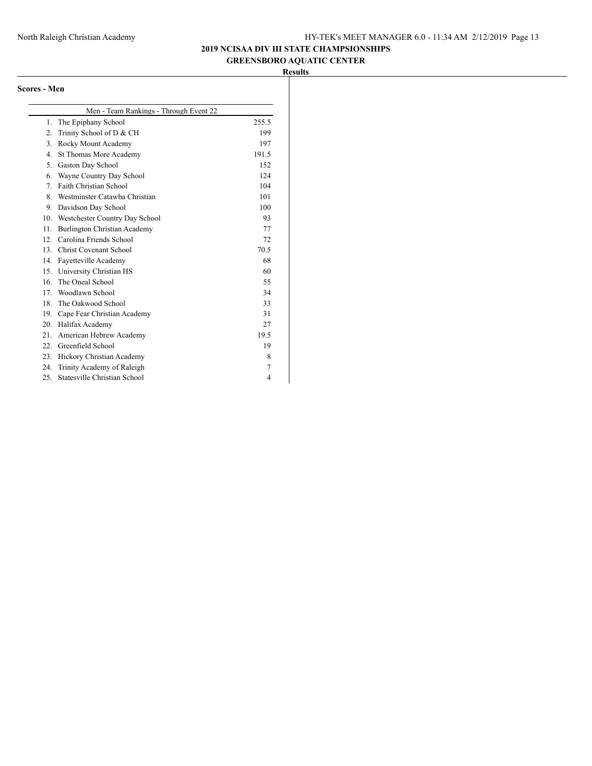# 2019 NCISAA DIV III STATE CHAMPSIONSHIPS

## GREENSBORO AQUATIC CENTER

### Results

**Scores - Men**

| Men - Team Rankings - Through Event 22 | | |
|---|---|---|
| 1. | The Epiphany School | 255.5 |
| 2. | Trinity School of D & CH | 199 |
| 3. | Rocky Mount Academy | 197 |
| 4. | St Thomas More Academy | 191.5 |
| 5. | Gaston Day School | 152 |
| 6. | Wayne Country Day School | 124 |
| 7. | Faith Christian School | 104 |
| 8. | Westminster Catawba Christian | 101 |
| 9. | Davidson Day School | 100 |
| 10. | Westchester Country Day School | 93 |
| 11. | Burlington Christian Academy | 77 |
| 12. | Carolina Friends School | 72 |
| 13. | Christ Covenant School | 70.5 |
| 14. | Fayetteville Academy | 68 |
| 15. | University Christian HS | 60 |
| 16. | The Oneal School | 55 |
| 17. | Woodlawn School | 34 |
| 18. | The Oakwood School | 33 |
| 19. | Cape Fear Christian Academy | 31 |
| 20. | Halifax Academy | 27 |
| 21. | American Hebrew Academy | 19.5 |
| 22. | Greenfield School | 19 |
| 23. | Hickory Christian Academy | 8 |
| 24. | Trinity Academy of Raleigh | 7 |
| 25. | Statesville Christian School | 4 |